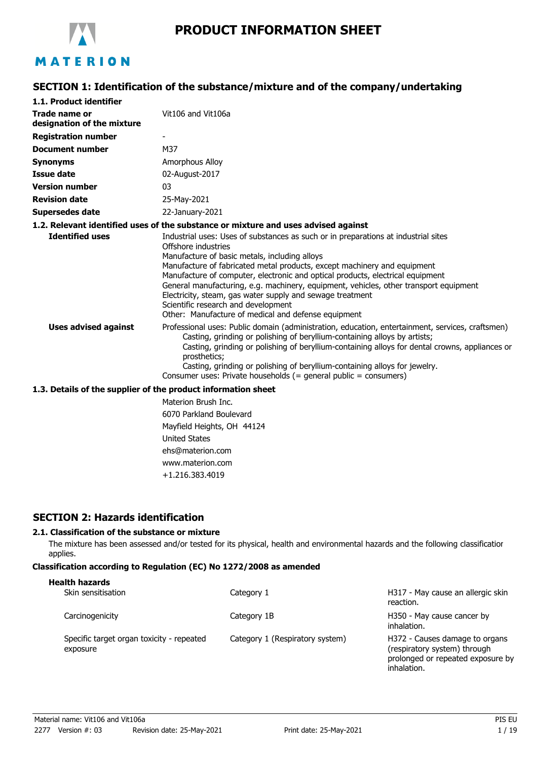# PRODUCT INFORMATION SHEET

## SECTION 1: Identification of the substance/mixture and of the company/undertaking

### 1.1. Product identifier

| | |
|---|---|
| **Trade name or designation of the mixture** | Vit106 and Vit106a |
| **Registration number** | - |
| **Document number** | M37 |
| **Synonyms** | Amorphous Alloy |
| **Issue date** | 02-August-2017 |
| **Version number** | 03 |
| **Revision date** | 25-May-2021 |
| **Supersedes date** | 22-January-2021 |

### 1.2. Relevant identified uses of the substance or mixture and uses advised against

**Identified uses**

Industrial uses: Uses of substances as such or in preparations at industrial sites
Offshore industries
Manufacture of basic metals, including alloys
Manufacture of fabricated metal products, except machinery and equipment
Manufacture of computer, electronic and optical products, electrical equipment
General manufacturing, e.g. machinery, equipment, vehicles, other transport equipment
Electricity, steam, gas water supply and sewage treatment
Scientific research and development
Other: Manufacture of medical and defense equipment

**Uses advised against**

Professional uses: Public domain (administration, education, entertainment, services, craftsmen)
- Casting, grinding or polishing of beryllium-containing alloys by artists;
- Casting, grinding or polishing of beryllium-containing alloys for dental crowns, appliances or prosthetics;
- Casting, grinding or polishing of beryllium-containing alloys for jewelry.

Consumer uses: Private households (= general public = consumers)

### 1.3. Details of the supplier of the product information sheet

Materion Brush Inc.
6070 Parkland Boulevard
Mayfield Heights, OH 44124
United States
ehs@materion.com
www.materion.com
+1.216.383.4019

## SECTION 2: Hazards identification

### 2.1. Classification of the substance or mixture

The mixture has been assessed and/or tested for its physical, health and environmental hazards and the following classification applies.

**Classification according to Regulation (EC) No 1272/2008 as amended**

**Health hazards**

| | | |
|---|---|---|
| Skin sensitisation | Category 1 | H317 - May cause an allergic skin reaction. |
| Carcinogenicity | Category 1B | H350 - May cause cancer by inhalation. |
| Specific target organ toxicity - repeated exposure | Category 1 (Respiratory system) | H372 - Causes damage to organs (respiratory system) through prolonged or repeated exposure by inhalation. |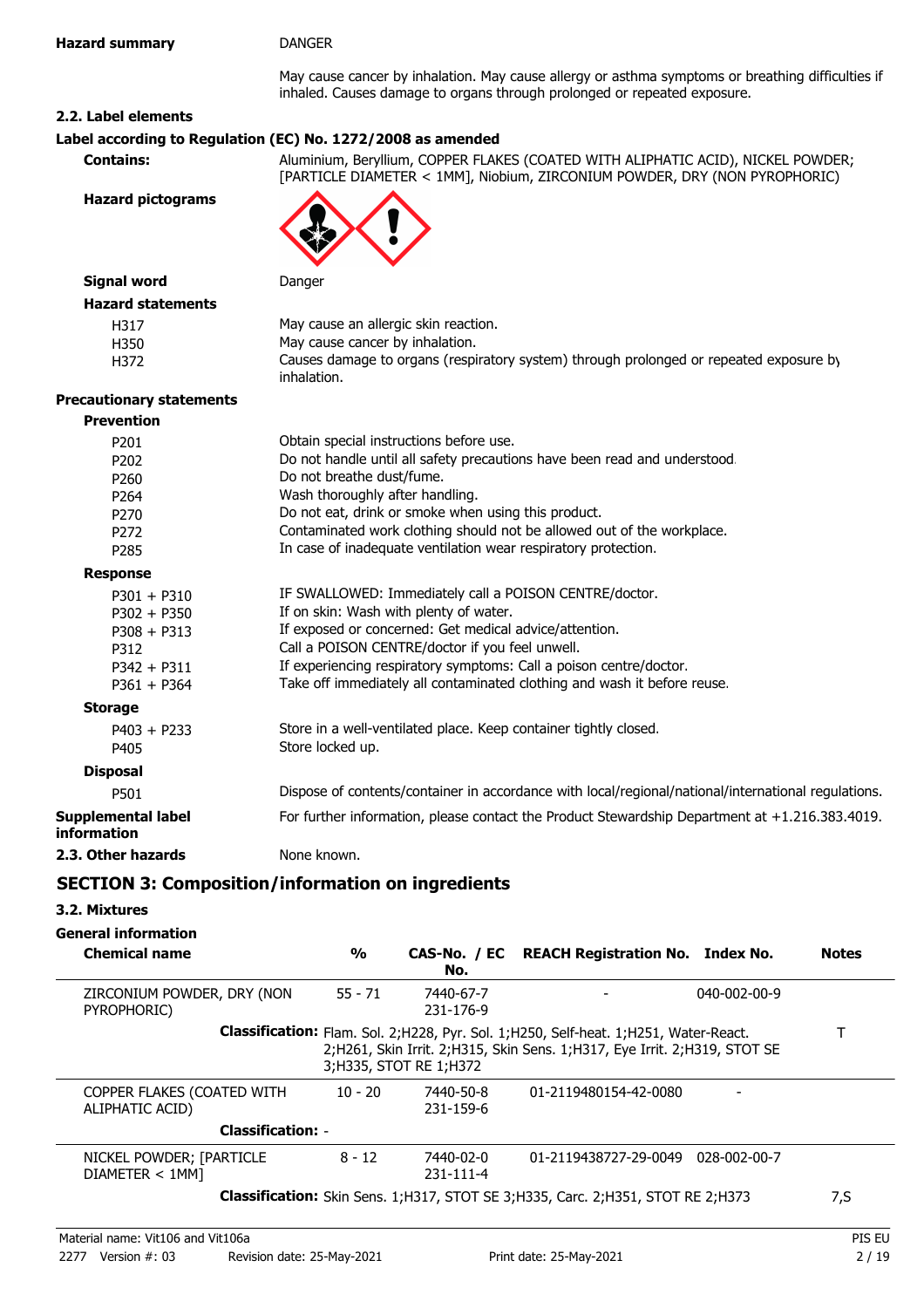**Hazard summary** DANGER

May cause cancer by inhalation. May cause allergy or asthma symptoms or breathing difficulties if inhaled. Causes damage to organs through prolonged or repeated exposure.

### 2.2. Label elements

**Label according to Regulation (EC) No. 1272/2008 as amended**

**Contains:** Aluminium, Beryllium, COPPER FLAKES (COATED WITH ALIPHATIC ACID), NICKEL POWDER; [PARTICLE DIAMETER < 1MM], Niobium, ZIRCONIUM POWDER, DRY (NON PYROPHORIC)

**Hazard pictograms**

**Signal word** Danger

**Hazard statements**

| | |
|---|---|
| H317 | May cause an allergic skin reaction. |
| H350 | May cause cancer by inhalation. |
| H372 | Causes damage to organs (respiratory system) through prolonged or repeated exposure by inhalation. |

**Precautionary statements**

**Prevention**

| | |
|---|---|
| P201 | Obtain special instructions before use. |
| P202 | Do not handle until all safety precautions have been read and understood. |
| P260 | Do not breathe dust/fume. |
| P264 | Wash thoroughly after handling. |
| P270 | Do not eat, drink or smoke when using this product. |
| P272 | Contaminated work clothing should not be allowed out of the workplace. |
| P285 | In case of inadequate ventilation wear respiratory protection. |

**Response**

| | |
|---|---|
| P301 + P310 | IF SWALLOWED: Immediately call a POISON CENTRE/doctor. |
| P302 + P350 | If on skin: Wash with plenty of water. |
| P308 + P313 | If exposed or concerned: Get medical advice/attention. |
| P312 | Call a POISON CENTRE/doctor if you feel unwell. |
| P342 + P311 | If experiencing respiratory symptoms: Call a poison centre/doctor. |
| P361 + P364 | Take off immediately all contaminated clothing and wash it before reuse. |

**Storage**

| | |
|---|---|
| P403 + P233 | Store in a well-ventilated place. Keep container tightly closed. |
| P405 | Store locked up. |

**Disposal**

| | |
|---|---|
| P501 | Dispose of contents/container in accordance with local/regional/national/international regulations. |

**Supplemental label information** For further information, please contact the Product Stewardship Department at +1.216.383.4019.

### 2.3. Other hazards

None known.

## SECTION 3: Composition/information on ingredients

### 3.2. Mixtures

**General information**

| Chemical name | % | CAS-No. / EC No. | REACH Registration No. | Index No. | Notes |
|---|---|---|---|---|---|
| ZIRCONIUM POWDER, DRY (NON PYROPHORIC) | 55 - 71 | 7440-67-7 231-176-9 | - | 040-002-00-9 | |
| **Classification:** Flam. Sol. 2;H228, Pyr. Sol. 1;H250, Self-heat. 1;H251, Water-React. 2;H261, Skin Irrit. 2;H315, Skin Sens. 1;H317, Eye Irrit. 2;H319, STOT SE 3;H335, STOT RE 1;H372 | | | | | T |
| COPPER FLAKES (COATED WITH ALIPHATIC ACID) | 10 - 20 | 7440-50-8 231-159-6 | 01-2119480154-42-0080 | - | |
| **Classification:** - | | | | | |
| NICKEL POWDER; [PARTICLE DIAMETER < 1MM] | 8 - 12 | 7440-02-0 231-111-4 | 01-2119438727-29-0049 | 028-002-00-7 | |
| **Classification:** Skin Sens. 1;H317, STOT SE 3;H335, Carc. 2;H351, STOT RE 2;H373 | | | | | 7,S |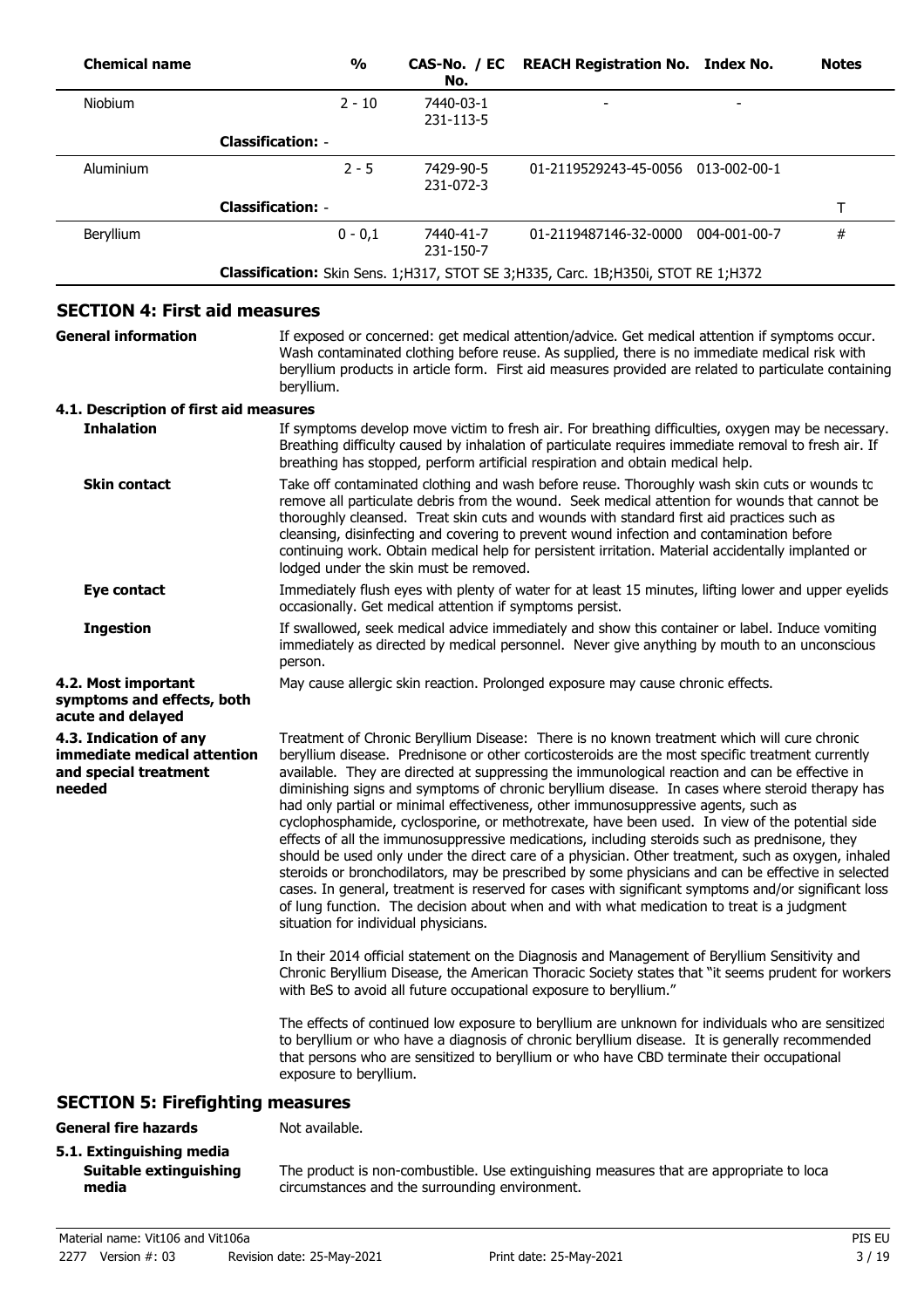| Chemical name | % | CAS-No. / EC No. | REACH Registration No. | Index No. | Notes |
|---|---|---|---|---|---|
| Niobium | 2 - 10 | 7440-03-1 231-113-5 | - | - | |
| **Classification:** - | | | | | |
| Aluminium | 2 - 5 | 7429-90-5 231-072-3 | 01-2119529243-45-0056 | 013-002-00-1 | |
| **Classification:** - | | | | | T |
| Beryllium | 0 - 0,1 | 7440-41-7 231-150-7 | 01-2119487146-32-0000 | 004-001-00-7 | # |
| **Classification:** Skin Sens. 1;H317, STOT SE 3;H335, Carc. 1B;H350i, STOT RE 1;H372 | | | | | |

## SECTION 4: First aid measures

**General information**

If exposed or concerned: get medical attention/advice. Get medical attention if symptoms occur. Wash contaminated clothing before reuse. As supplied, there is no immediate medical risk with beryllium products in article form. First aid measures provided are related to particulate containing beryllium.

### 4.1. Description of first aid measures

**Inhalation**

If symptoms develop move victim to fresh air. For breathing difficulties, oxygen may be necessary. Breathing difficulty caused by inhalation of particulate requires immediate removal to fresh air. If breathing has stopped, perform artificial respiration and obtain medical help.

**Skin contact**

Take off contaminated clothing and wash before reuse. Thoroughly wash skin cuts or wounds to remove all particulate debris from the wound. Seek medical attention for wounds that cannot be thoroughly cleansed. Treat skin cuts and wounds with standard first aid practices such as cleansing, disinfecting and covering to prevent wound infection and contamination before continuing work. Obtain medical help for persistent irritation. Material accidentally implanted or lodged under the skin must be removed.

**Eye contact**

Immediately flush eyes with plenty of water for at least 15 minutes, lifting lower and upper eyelids occasionally. Get medical attention if symptoms persist.

**Ingestion**

If swallowed, seek medical advice immediately and show this container or label. Induce vomiting immediately as directed by medical personnel. Never give anything by mouth to an unconscious person.

**4.2. Most important symptoms and effects, both acute and delayed**

May cause allergic skin reaction. Prolonged exposure may cause chronic effects.

**4.3. Indication of any immediate medical attention and special treatment needed**

Treatment of Chronic Beryllium Disease: There is no known treatment which will cure chronic beryllium disease. Prednisone or other corticosteroids are the most specific treatment currently available. They are directed at suppressing the immunological reaction and can be effective in diminishing signs and symptoms of chronic beryllium disease. In cases where steroid therapy has had only partial or minimal effectiveness, other immunosuppressive agents, such as cyclophosphamide, cyclosporine, or methotrexate, have been used. In view of the potential side effects of all the immunosuppressive medications, including steroids such as prednisone, they should be used only under the direct care of a physician. Other treatment, such as oxygen, inhaled steroids or bronchodilators, may be prescribed by some physicians and can be effective in selected cases. In general, treatment is reserved for cases with significant symptoms and/or significant loss of lung function. The decision about when and with what medication to treat is a judgment situation for individual physicians.

In their 2014 official statement on the Diagnosis and Management of Beryllium Sensitivity and Chronic Beryllium Disease, the American Thoracic Society states that "it seems prudent for workers with BeS to avoid all future occupational exposure to beryllium."

The effects of continued low exposure to beryllium are unknown for individuals who are sensitized to beryllium or who have a diagnosis of chronic beryllium disease. It is generally recommended that persons who are sensitized to beryllium or who have CBD terminate their occupational exposure to beryllium.

## SECTION 5: Firefighting measures

**General fire hazards**

Not available.

### 5.1. Extinguishing media

**Suitable extinguishing media**

The product is non-combustible. Use extinguishing measures that are appropriate to loca circumstances and the surrounding environment.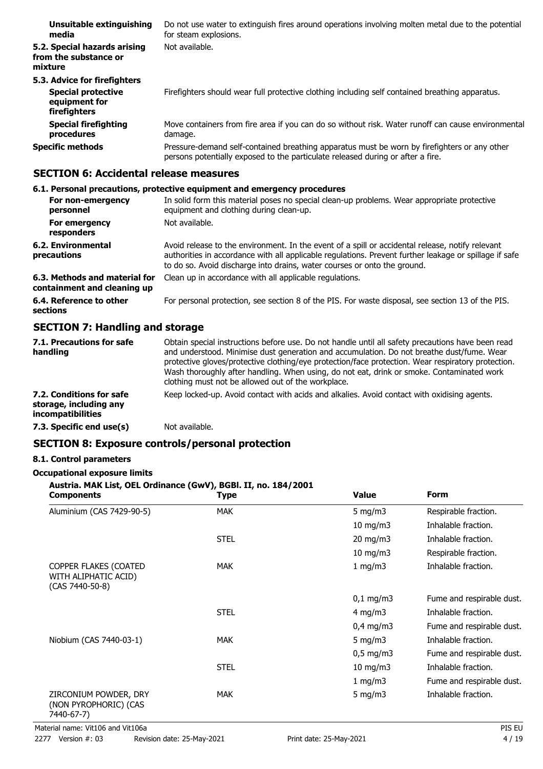| | |
|---|---|
| **Unsuitable extinguishing media** | Do not use water to extinguish fires around operations involving molten metal due to the potential for steam explosions. |
| **5.2. Special hazards arising from the substance or mixture** | Not available. |
| **5.3. Advice for firefighters** | |
| **Special protective equipment for firefighters** | Firefighters should wear full protective clothing including self contained breathing apparatus. |
| **Special firefighting procedures** | Move containers from fire area if you can do so without risk. Water runoff can cause environmental damage. |
| **Specific methods** | Pressure-demand self-contained breathing apparatus must be worn by firefighters or any other persons potentially exposed to the particulate released during or after a fire. |

## SECTION 6: Accidental release measures

| | |
|---|---|
| **6.1. Personal precautions, protective equipment and emergency procedures** | |
| **For non-emergency personnel** | In solid form this material poses no special clean-up problems. Wear appropriate protective equipment and clothing during clean-up. |
| **For emergency responders** | Not available. |
| **6.2. Environmental precautions** | Avoid release to the environment. In the event of a spill or accidental release, notify relevant authorities in accordance with all applicable regulations. Prevent further leakage or spillage if safe to do so. Avoid discharge into drains, water courses or onto the ground. |
| **6.3. Methods and material for containment and cleaning up** | Clean up in accordance with all applicable regulations. |
| **6.4. Reference to other sections** | For personal protection, see section 8 of the PIS. For waste disposal, see section 13 of the PIS. |

## SECTION 7: Handling and storage

| | |
|---|---|
| **7.1. Precautions for safe handling** | Obtain special instructions before use. Do not handle until all safety precautions have been read and understood. Minimise dust generation and accumulation. Do not breathe dust/fume. Wear protective gloves/protective clothing/eye protection/face protection. Wear respiratory protection. Wash thoroughly after handling. When using, do not eat, drink or smoke. Contaminated work clothing must not be allowed out of the workplace. |
| **7.2. Conditions for safe storage, including any incompatibilities** | Keep locked-up. Avoid contact with acids and alkalies. Avoid contact with oxidising agents. |
| **7.3. Specific end use(s)** | Not available. |

## SECTION 8: Exposure controls/personal protection

**8.1. Control parameters**

**Occupational exposure limits**

**Austria. MAK List, OEL Ordinance (GwV), BGBl. II, no. 184/2001**

| Components | Type | Value | Form |
|---|---|---|---|
| Aluminium (CAS 7429-90-5) | MAK | 5 mg/m3 | Respirable fraction. |
| | | 10 mg/m3 | Inhalable fraction. |
| | STEL | 20 mg/m3 | Inhalable fraction. |
| | | 10 mg/m3 | Respirable fraction. |
| COPPER FLAKES (COATED WITH ALIPHATIC ACID) (CAS 7440-50-8) | MAK | 1 mg/m3 | Inhalable fraction. |
| | | 0,1 mg/m3 | Fume and respirable dust. |
| | STEL | 4 mg/m3 | Inhalable fraction. |
| | | 0,4 mg/m3 | Fume and respirable dust. |
| Niobium (CAS 7440-03-1) | MAK | 5 mg/m3 | Inhalable fraction. |
| | | 0,5 mg/m3 | Fume and respirable dust. |
| | STEL | 10 mg/m3 | Inhalable fraction. |
| | | 1 mg/m3 | Fume and respirable dust. |
| ZIRCONIUM POWDER, DRY (NON PYROPHORIC) (CAS 7440-67-7) | MAK | 5 mg/m3 | Inhalable fraction. |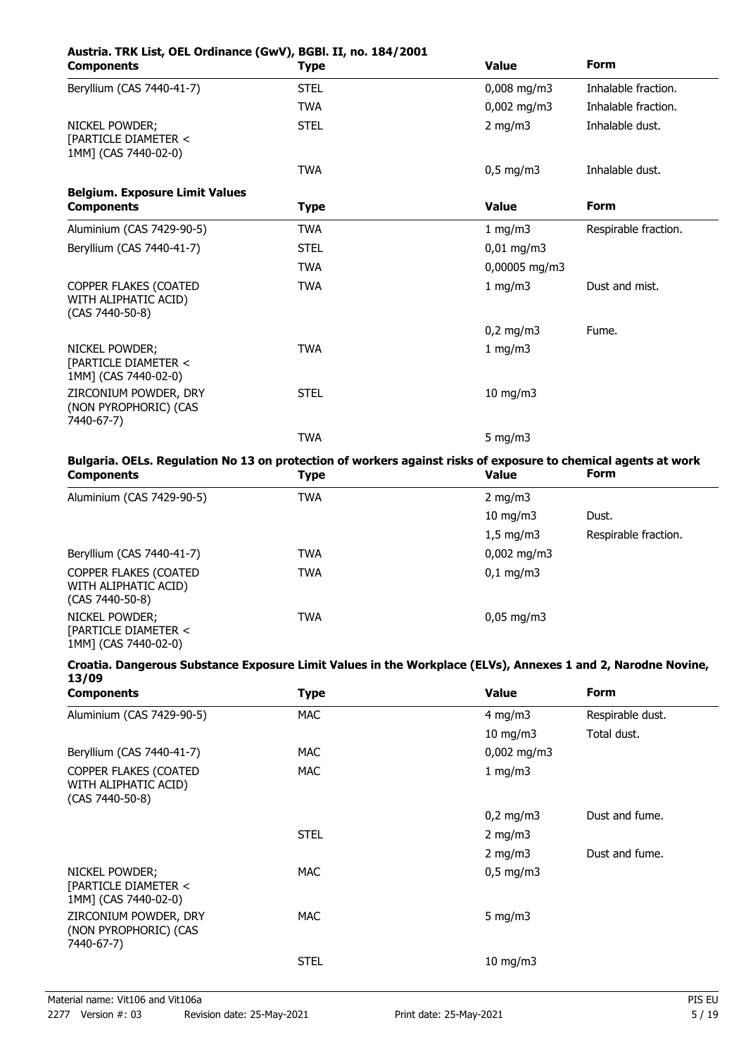**Austria. TRK List, OEL Ordinance (GwV), BGBl. II, no. 184/2001**

| Components | Type | Value | Form |
|---|---|---|---|
| Beryllium (CAS 7440-41-7) | STEL | 0,008 mg/m3 | Inhalable fraction. |
| | TWA | 0,002 mg/m3 | Inhalable fraction. |
| NICKEL POWDER; [PARTICLE DIAMETER < 1MM] (CAS 7440-02-0) | STEL | 2 mg/m3 | Inhalable dust. |
| | TWA | 0,5 mg/m3 | Inhalable dust. |

**Belgium. Exposure Limit Values**

| Components | Type | Value | Form |
|---|---|---|---|
| Aluminium (CAS 7429-90-5) | TWA | 1 mg/m3 | Respirable fraction. |
| Beryllium (CAS 7440-41-7) | STEL | 0,01 mg/m3 | |
| | TWA | 0,00005 mg/m3 | |
| COPPER FLAKES (COATED WITH ALIPHATIC ACID) (CAS 7440-50-8) | TWA | 1 mg/m3 | Dust and mist. |
| | | 0,2 mg/m3 | Fume. |
| NICKEL POWDER; [PARTICLE DIAMETER < 1MM] (CAS 7440-02-0) | TWA | 1 mg/m3 | |
| ZIRCONIUM POWDER, DRY (NON PYROPHORIC) (CAS 7440-67-7) | STEL | 10 mg/m3 | |
| | TWA | 5 mg/m3 | |

**Bulgaria. OELs. Regulation No 13 on protection of workers against risks of exposure to chemical agents at work**

| Components | Type | Value | Form |
|---|---|---|---|
| Aluminium (CAS 7429-90-5) | TWA | 2 mg/m3 | |
| | | 10 mg/m3 | Dust. |
| | | 1,5 mg/m3 | Respirable fraction. |
| Beryllium (CAS 7440-41-7) | TWA | 0,002 mg/m3 | |
| COPPER FLAKES (COATED WITH ALIPHATIC ACID) (CAS 7440-50-8) | TWA | 0,1 mg/m3 | |
| NICKEL POWDER; [PARTICLE DIAMETER < 1MM] (CAS 7440-02-0) | TWA | 0,05 mg/m3 | |

**Croatia. Dangerous Substance Exposure Limit Values in the Workplace (ELVs), Annexes 1 and 2, Narodne Novine, 13/09**

| Components | Type | Value | Form |
|---|---|---|---|
| Aluminium (CAS 7429-90-5) | MAC | 4 mg/m3 | Respirable dust. |
| | | 10 mg/m3 | Total dust. |
| Beryllium (CAS 7440-41-7) | MAC | 0,002 mg/m3 | |
| COPPER FLAKES (COATED WITH ALIPHATIC ACID) (CAS 7440-50-8) | MAC | 1 mg/m3 | |
| | | 0,2 mg/m3 | Dust and fume. |
| | STEL | 2 mg/m3 | |
| | | 2 mg/m3 | Dust and fume. |
| NICKEL POWDER; [PARTICLE DIAMETER < 1MM] (CAS 7440-02-0) | MAC | 0,5 mg/m3 | |
| ZIRCONIUM POWDER, DRY (NON PYROPHORIC) (CAS 7440-67-7) | MAC | 5 mg/m3 | |
| | STEL | 10 mg/m3 | |

Material name: Vit106 and Vit106a
2277 Version #: 03 Revision date: 25-May-2021 Print date: 25-May-2021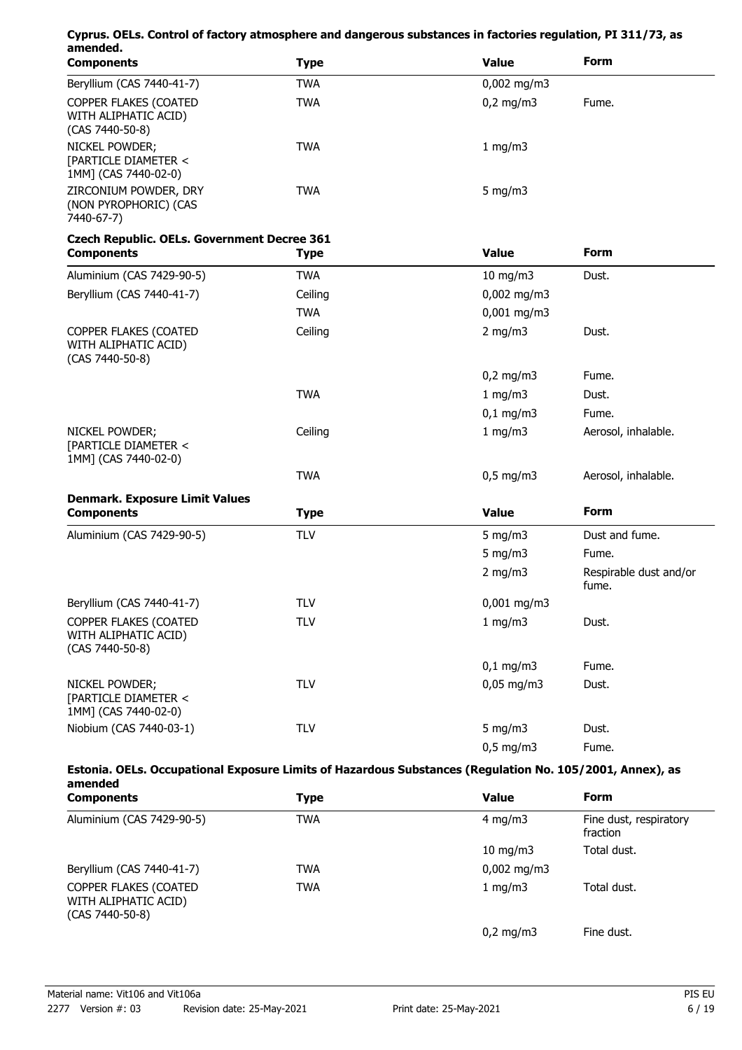**Cyprus. OELs. Control of factory atmosphere and dangerous substances in factories regulation, PI 311/73, as amended.**

| Components | Type | Value | Form |
|---|---|---|---|
| Beryllium (CAS 7440-41-7) | TWA | 0,002 mg/m3 | |
| COPPER FLAKES (COATED WITH ALIPHATIC ACID) (CAS 7440-50-8) | TWA | 0,2 mg/m3 | Fume. |
| NICKEL POWDER; [PARTICLE DIAMETER < 1MM] (CAS 7440-02-0) | TWA | 1 mg/m3 | |
| ZIRCONIUM POWDER, DRY (NON PYROPHORIC) (CAS 7440-67-7) | TWA | 5 mg/m3 | |

**Czech Republic. OELs. Government Decree 361**

| Components | Type | Value | Form |
|---|---|---|---|
| Aluminium (CAS 7429-90-5) | TWA | 10 mg/m3 | Dust. |
| Beryllium (CAS 7440-41-7) | Ceiling | 0,002 mg/m3 | |
| | TWA | 0,001 mg/m3 | |
| COPPER FLAKES (COATED WITH ALIPHATIC ACID) (CAS 7440-50-8) | Ceiling | 2 mg/m3 | Dust. |
| | | 0,2 mg/m3 | Fume. |
| | TWA | 1 mg/m3 | Dust. |
| | | 0,1 mg/m3 | Fume. |
| NICKEL POWDER; [PARTICLE DIAMETER < 1MM] (CAS 7440-02-0) | Ceiling | 1 mg/m3 | Aerosol, inhalable. |
| | TWA | 0,5 mg/m3 | Aerosol, inhalable. |

**Denmark. Exposure Limit Values**

| Components | Type | Value | Form |
|---|---|---|---|
| Aluminium (CAS 7429-90-5) | TLV | 5 mg/m3 | Dust and fume. |
| | | 5 mg/m3 | Fume. |
| | | 2 mg/m3 | Respirable dust and/or fume. |
| Beryllium (CAS 7440-41-7) | TLV | 0,001 mg/m3 | |
| COPPER FLAKES (COATED WITH ALIPHATIC ACID) (CAS 7440-50-8) | TLV | 1 mg/m3 | Dust. |
| | | 0,1 mg/m3 | Fume. |
| NICKEL POWDER; [PARTICLE DIAMETER < 1MM] (CAS 7440-02-0) | TLV | 0,05 mg/m3 | Dust. |
| Niobium (CAS 7440-03-1) | TLV | 5 mg/m3 | Dust. |
| | | 0,5 mg/m3 | Fume. |

**Estonia. OELs. Occupational Exposure Limits of Hazardous Substances (Regulation No. 105/2001, Annex), as amended**

| Components | Type | Value | Form |
|---|---|---|---|
| Aluminium (CAS 7429-90-5) | TWA | 4 mg/m3 | Fine dust, respiratory fraction |
| | | 10 mg/m3 | Total dust. |
| Beryllium (CAS 7440-41-7) | TWA | 0,002 mg/m3 | |
| COPPER FLAKES (COATED WITH ALIPHATIC ACID) (CAS 7440-50-8) | TWA | 1 mg/m3 | Total dust. |
| | | 0,2 mg/m3 | Fine dust. |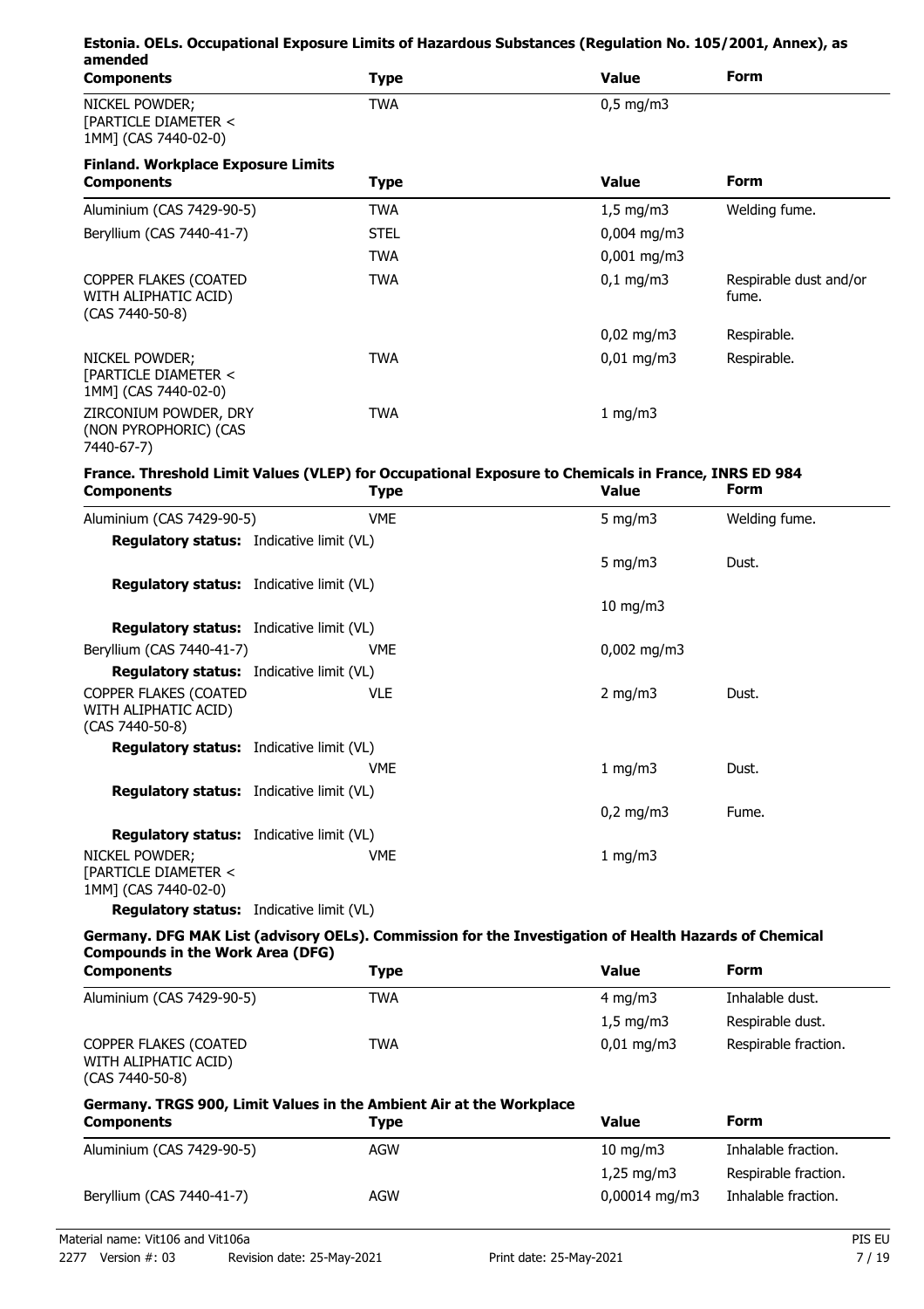**Estonia. OELs. Occupational Exposure Limits of Hazardous Substances (Regulation No. 105/2001, Annex), as amended**

| Components | Type | Value | Form |
|---|---|---|---|
| NICKEL POWDER; [PARTICLE DIAMETER < 1MM] (CAS 7440-02-0) | TWA | 0,5 mg/m3 | |

**Finland. Workplace Exposure Limits**

| Components | Type | Value | Form |
|---|---|---|---|
| Aluminium (CAS 7429-90-5) | TWA | 1,5 mg/m3 | Welding fume. |
| Beryllium (CAS 7440-41-7) | STEL | 0,004 mg/m3 | |
| | TWA | 0,001 mg/m3 | |
| COPPER FLAKES (COATED WITH ALIPHATIC ACID) (CAS 7440-50-8) | TWA | 0,1 mg/m3 | Respirable dust and/or fume. |
| | | 0,02 mg/m3 | Respirable. |
| NICKEL POWDER; [PARTICLE DIAMETER < 1MM] (CAS 7440-02-0) | TWA | 0,01 mg/m3 | Respirable. |
| ZIRCONIUM POWDER, DRY (NON PYROPHORIC) (CAS 7440-67-7) | TWA | 1 mg/m3 | |

**France. Threshold Limit Values (VLEP) for Occupational Exposure to Chemicals in France, INRS ED 984**

| Components | Type | Value | Form |
|---|---|---|---|
| Aluminium (CAS 7429-90-5) | VME | 5 mg/m3 | Welding fume. |
| **Regulatory status:** Indicative limit (VL) | | | |
| | | 5 mg/m3 | Dust. |
| **Regulatory status:** Indicative limit (VL) | | | |
| | | 10 mg/m3 | |
| **Regulatory status:** Indicative limit (VL) | | | |
| Beryllium (CAS 7440-41-7) | VME | 0,002 mg/m3 | |
| **Regulatory status:** Indicative limit (VL) | | | |
| COPPER FLAKES (COATED WITH ALIPHATIC ACID) (CAS 7440-50-8) | VLE | 2 mg/m3 | Dust. |
| **Regulatory status:** Indicative limit (VL) | | | |
| | VME | 1 mg/m3 | Dust. |
| **Regulatory status:** Indicative limit (VL) | | | |
| | | 0,2 mg/m3 | Fume. |
| **Regulatory status:** Indicative limit (VL) | | | |
| NICKEL POWDER; [PARTICLE DIAMETER < 1MM] (CAS 7440-02-0) | VME | 1 mg/m3 | |
| **Regulatory status:** Indicative limit (VL) | | | |

**Germany. DFG MAK List (advisory OELs). Commission for the Investigation of Health Hazards of Chemical Compounds in the Work Area (DFG)**

| Components | Type | Value | Form |
|---|---|---|---|
| Aluminium (CAS 7429-90-5) | TWA | 4 mg/m3 | Inhalable dust. |
| | | 1,5 mg/m3 | Respirable dust. |
| COPPER FLAKES (COATED WITH ALIPHATIC ACID) (CAS 7440-50-8) | TWA | 0,01 mg/m3 | Respirable fraction. |

**Germany. TRGS 900, Limit Values in the Ambient Air at the Workplace**

| Components | Type | Value | Form |
|---|---|---|---|
| Aluminium (CAS 7429-90-5) | AGW | 10 mg/m3 | Inhalable fraction. |
| | | 1,25 mg/m3 | Respirable fraction. |
| Beryllium (CAS 7440-41-7) | AGW | 0,00014 mg/m3 | Inhalable fraction. |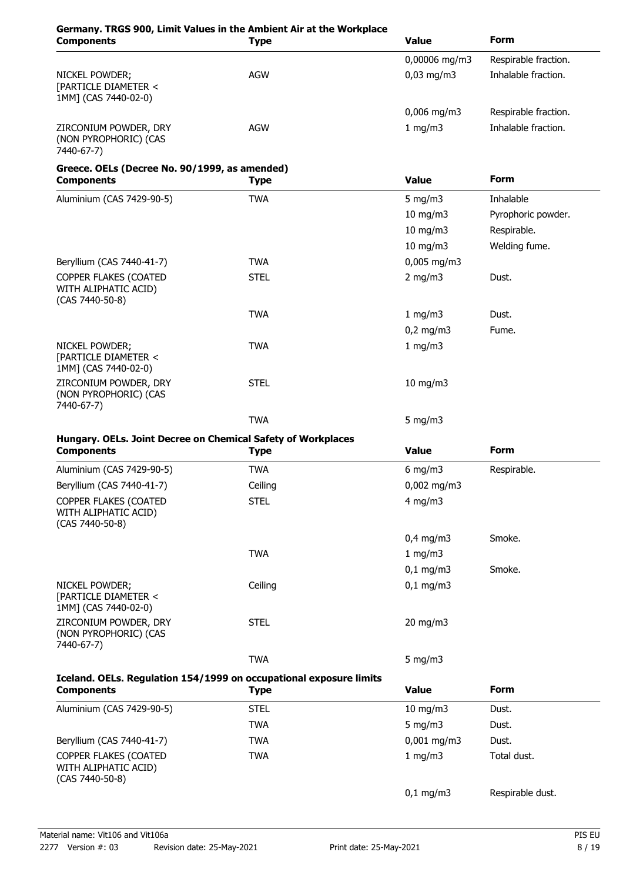**Germany. TRGS 900, Limit Values in the Ambient Air at the Workplace**

| Components | Type | Value | Form |
|---|---|---|---|
| | | 0,00006 mg/m3 | Respirable fraction. |
| NICKEL POWDER; [PARTICLE DIAMETER < 1MM] (CAS 7440-02-0) | AGW | 0,03 mg/m3 | Inhalable fraction. |
| | | 0,006 mg/m3 | Respirable fraction. |
| ZIRCONIUM POWDER, DRY (NON PYROPHORIC) (CAS 7440-67-7) | AGW | 1 mg/m3 | Inhalable fraction. |

**Greece. OELs (Decree No. 90/1999, as amended)**

| Components | Type | Value | Form |
|---|---|---|---|
| Aluminium (CAS 7429-90-5) | TWA | 5 mg/m3 | Inhalable |
| | | 10 mg/m3 | Pyrophoric powder. |
| | | 10 mg/m3 | Respirable. |
| | | 10 mg/m3 | Welding fume. |
| Beryllium (CAS 7440-41-7) | TWA | 0,005 mg/m3 | |
| COPPER FLAKES (COATED WITH ALIPHATIC ACID) (CAS 7440-50-8) | STEL | 2 mg/m3 | Dust. |
| | TWA | 1 mg/m3 | Dust. |
| | | 0,2 mg/m3 | Fume. |
| NICKEL POWDER; [PARTICLE DIAMETER < 1MM] (CAS 7440-02-0) | TWA | 1 mg/m3 | |
| ZIRCONIUM POWDER, DRY (NON PYROPHORIC) (CAS 7440-67-7) | STEL | 10 mg/m3 | |
| | TWA | 5 mg/m3 | |

**Hungary. OELs. Joint Decree on Chemical Safety of Workplaces**

| Components | Type | Value | Form |
|---|---|---|---|
| Aluminium (CAS 7429-90-5) | TWA | 6 mg/m3 | Respirable. |
| Beryllium (CAS 7440-41-7) | Ceiling | 0,002 mg/m3 | |
| COPPER FLAKES (COATED WITH ALIPHATIC ACID) (CAS 7440-50-8) | STEL | 4 mg/m3 | |
| | | 0,4 mg/m3 | Smoke. |
| | TWA | 1 mg/m3 | |
| | | 0,1 mg/m3 | Smoke. |
| NICKEL POWDER; [PARTICLE DIAMETER < 1MM] (CAS 7440-02-0) | Ceiling | 0,1 mg/m3 | |
| ZIRCONIUM POWDER, DRY (NON PYROPHORIC) (CAS 7440-67-7) | STEL | 20 mg/m3 | |
| | TWA | 5 mg/m3 | |

**Iceland. OELs. Regulation 154/1999 on occupational exposure limits**

| Components | Type | Value | Form |
|---|---|---|---|
| Aluminium (CAS 7429-90-5) | STEL | 10 mg/m3 | Dust. |
| | TWA | 5 mg/m3 | Dust. |
| Beryllium (CAS 7440-41-7) | TWA | 0,001 mg/m3 | Dust. |
| COPPER FLAKES (COATED WITH ALIPHATIC ACID) (CAS 7440-50-8) | TWA | 1 mg/m3 | Total dust. |
| | | 0,1 mg/m3 | Respirable dust. |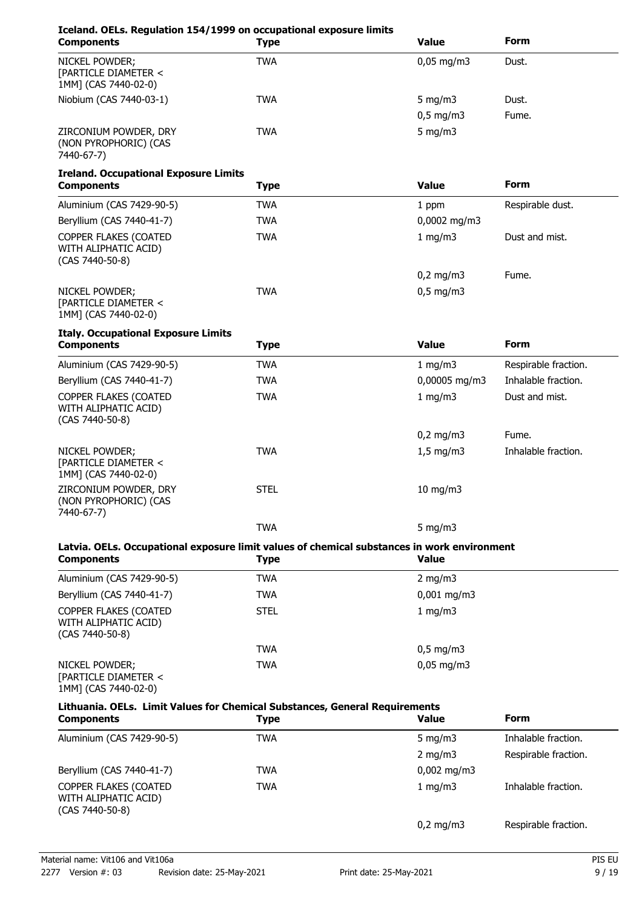**Iceland. OELs. Regulation 154/1999 on occupational exposure limits**

| Components | Type | Value | Form |
|---|---|---|---|
| NICKEL POWDER; [PARTICLE DIAMETER < 1MM] (CAS 7440-02-0) | TWA | 0,05 mg/m3 | Dust. |
| Niobium (CAS 7440-03-1) | TWA | 5 mg/m3 | Dust. |
| | | 0,5 mg/m3 | Fume. |
| ZIRCONIUM POWDER, DRY (NON PYROPHORIC) (CAS 7440-67-7) | TWA | 5 mg/m3 | |

**Ireland. Occupational Exposure Limits**

| Components | Type | Value | Form |
|---|---|---|---|
| Aluminium (CAS 7429-90-5) | TWA | 1 ppm | Respirable dust. |
| Beryllium (CAS 7440-41-7) | TWA | 0,0002 mg/m3 | |
| COPPER FLAKES (COATED WITH ALIPHATIC ACID) (CAS 7440-50-8) | TWA | 1 mg/m3 | Dust and mist. |
| | | 0,2 mg/m3 | Fume. |
| NICKEL POWDER; [PARTICLE DIAMETER < 1MM] (CAS 7440-02-0) | TWA | 0,5 mg/m3 | |

**Italy. Occupational Exposure Limits**

| Components | Type | Value | Form |
|---|---|---|---|
| Aluminium (CAS 7429-90-5) | TWA | 1 mg/m3 | Respirable fraction. |
| Beryllium (CAS 7440-41-7) | TWA | 0,00005 mg/m3 | Inhalable fraction. |
| COPPER FLAKES (COATED WITH ALIPHATIC ACID) (CAS 7440-50-8) | TWA | 1 mg/m3 | Dust and mist. |
| | | 0,2 mg/m3 | Fume. |
| NICKEL POWDER; [PARTICLE DIAMETER < 1MM] (CAS 7440-02-0) | TWA | 1,5 mg/m3 | Inhalable fraction. |
| ZIRCONIUM POWDER, DRY (NON PYROPHORIC) (CAS 7440-67-7) | STEL | 10 mg/m3 | |
| | TWA | 5 mg/m3 | |

**Latvia. OELs. Occupational exposure limit values of chemical substances in work environment**

| Components | Type | Value |
|---|---|---|
| Aluminium (CAS 7429-90-5) | TWA | 2 mg/m3 |
| Beryllium (CAS 7440-41-7) | TWA | 0,001 mg/m3 |
| COPPER FLAKES (COATED WITH ALIPHATIC ACID) (CAS 7440-50-8) | STEL | 1 mg/m3 |
| | TWA | 0,5 mg/m3 |
| NICKEL POWDER; [PARTICLE DIAMETER < 1MM] (CAS 7440-02-0) | TWA | 0,05 mg/m3 |

**Lithuania. OELs. Limit Values for Chemical Substances, General Requirements**

| Components | Type | Value | Form |
|---|---|---|---|
| Aluminium (CAS 7429-90-5) | TWA | 5 mg/m3 | Inhalable fraction. |
| | | 2 mg/m3 | Respirable fraction. |
| Beryllium (CAS 7440-41-7) | TWA | 0,002 mg/m3 | |
| COPPER FLAKES (COATED WITH ALIPHATIC ACID) (CAS 7440-50-8) | TWA | 1 mg/m3 | Inhalable fraction. |
| | | 0,2 mg/m3 | Respirable fraction. |

Material name: Vit106 and Vit106a
2277 Version #: 03 Revision date: 25-May-2021 Print date: 25-May-2021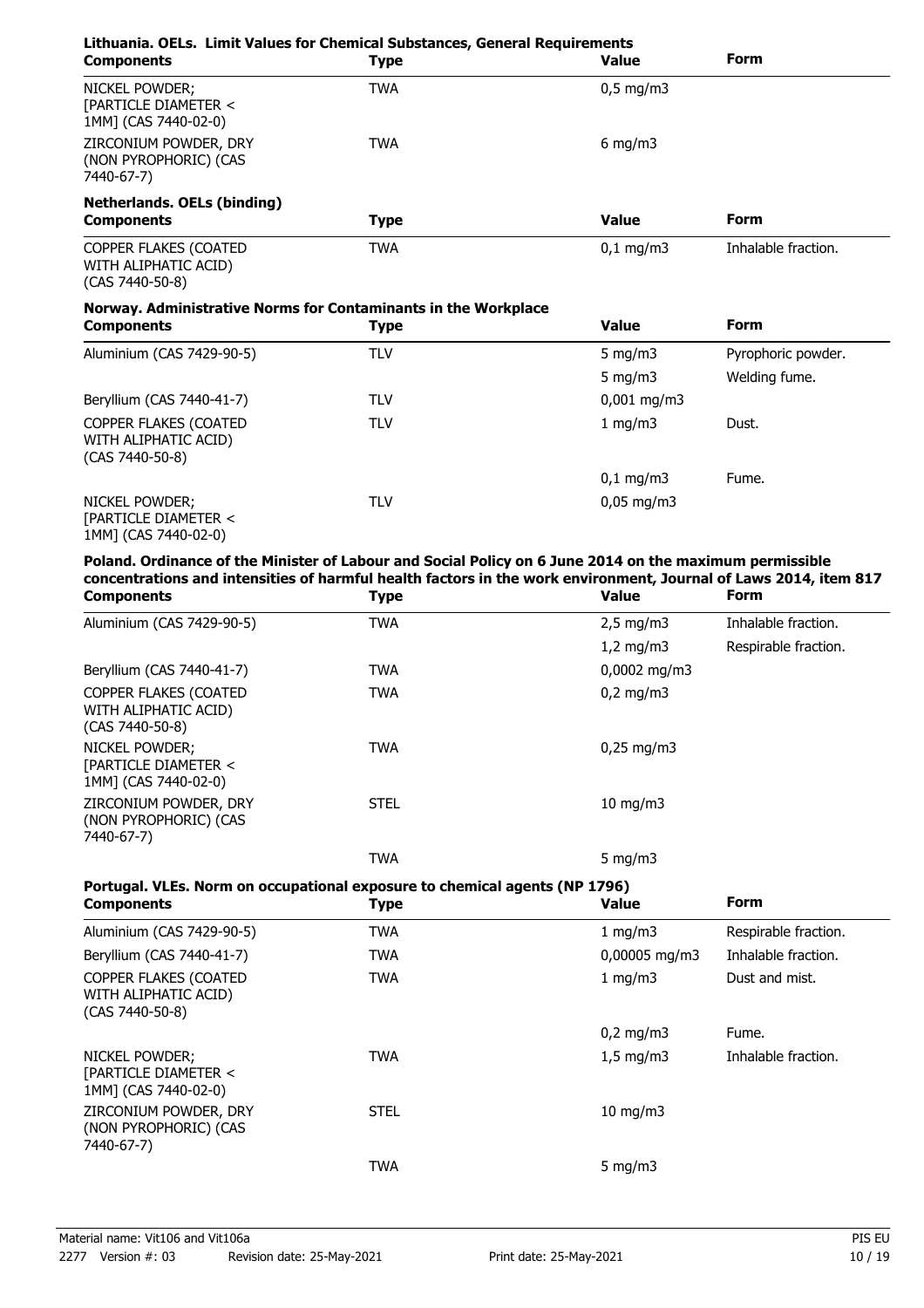**Lithuania. OELs. Limit Values for Chemical Substances, General Requirements**

| Components | Type | Value | Form |
| --- | --- | --- | --- |
| NICKEL POWDER; [PARTICLE DIAMETER < 1MM] (CAS 7440-02-0) | TWA | 0,5 mg/m3 | |
| ZIRCONIUM POWDER, DRY (NON PYROPHORIC) (CAS 7440-67-7) | TWA | 6 mg/m3 | |

**Netherlands. OELs (binding)**

| Components | Type | Value | Form |
| --- | --- | --- | --- |
| COPPER FLAKES (COATED WITH ALIPHATIC ACID) (CAS 7440-50-8) | TWA | 0,1 mg/m3 | Inhalable fraction. |

**Norway. Administrative Norms for Contaminants in the Workplace**

| Components | Type | Value | Form |
| --- | --- | --- | --- |
| Aluminium (CAS 7429-90-5) | TLV | 5 mg/m3 | Pyrophoric powder. |
| | | 5 mg/m3 | Welding fume. |
| Beryllium (CAS 7440-41-7) | TLV | 0,001 mg/m3 | |
| COPPER FLAKES (COATED WITH ALIPHATIC ACID) (CAS 7440-50-8) | TLV | 1 mg/m3 | Dust. |
| | | 0,1 mg/m3 | Fume. |
| NICKEL POWDER; [PARTICLE DIAMETER < 1MM] (CAS 7440-02-0) | TLV | 0,05 mg/m3 | |

**Poland. Ordinance of the Minister of Labour and Social Policy on 6 June 2014 on the maximum permissible concentrations and intensities of harmful health factors in the work environment, Journal of Laws 2014, item 817**

| Components | Type | Value | Form |
| --- | --- | --- | --- |
| Aluminium (CAS 7429-90-5) | TWA | 2,5 mg/m3 | Inhalable fraction. |
| | | 1,2 mg/m3 | Respirable fraction. |
| Beryllium (CAS 7440-41-7) | TWA | 0,0002 mg/m3 | |
| COPPER FLAKES (COATED WITH ALIPHATIC ACID) (CAS 7440-50-8) | TWA | 0,2 mg/m3 | |
| NICKEL POWDER; [PARTICLE DIAMETER < 1MM] (CAS 7440-02-0) | TWA | 0,25 mg/m3 | |
| ZIRCONIUM POWDER, DRY (NON PYROPHORIC) (CAS 7440-67-7) | STEL | 10 mg/m3 | |
| | TWA | 5 mg/m3 | |

**Portugal. VLEs. Norm on occupational exposure to chemical agents (NP 1796)**

| Components | Type | Value | Form |
| --- | --- | --- | --- |
| Aluminium (CAS 7429-90-5) | TWA | 1 mg/m3 | Respirable fraction. |
| Beryllium (CAS 7440-41-7) | TWA | 0,00005 mg/m3 | Inhalable fraction. |
| COPPER FLAKES (COATED WITH ALIPHATIC ACID) (CAS 7440-50-8) | TWA | 1 mg/m3 | Dust and mist. |
| | | 0,2 mg/m3 | Fume. |
| NICKEL POWDER; [PARTICLE DIAMETER < 1MM] (CAS 7440-02-0) | TWA | 1,5 mg/m3 | Inhalable fraction. |
| ZIRCONIUM POWDER, DRY (NON PYROPHORIC) (CAS 7440-67-7) | STEL | 10 mg/m3 | |
| | TWA | 5 mg/m3 | |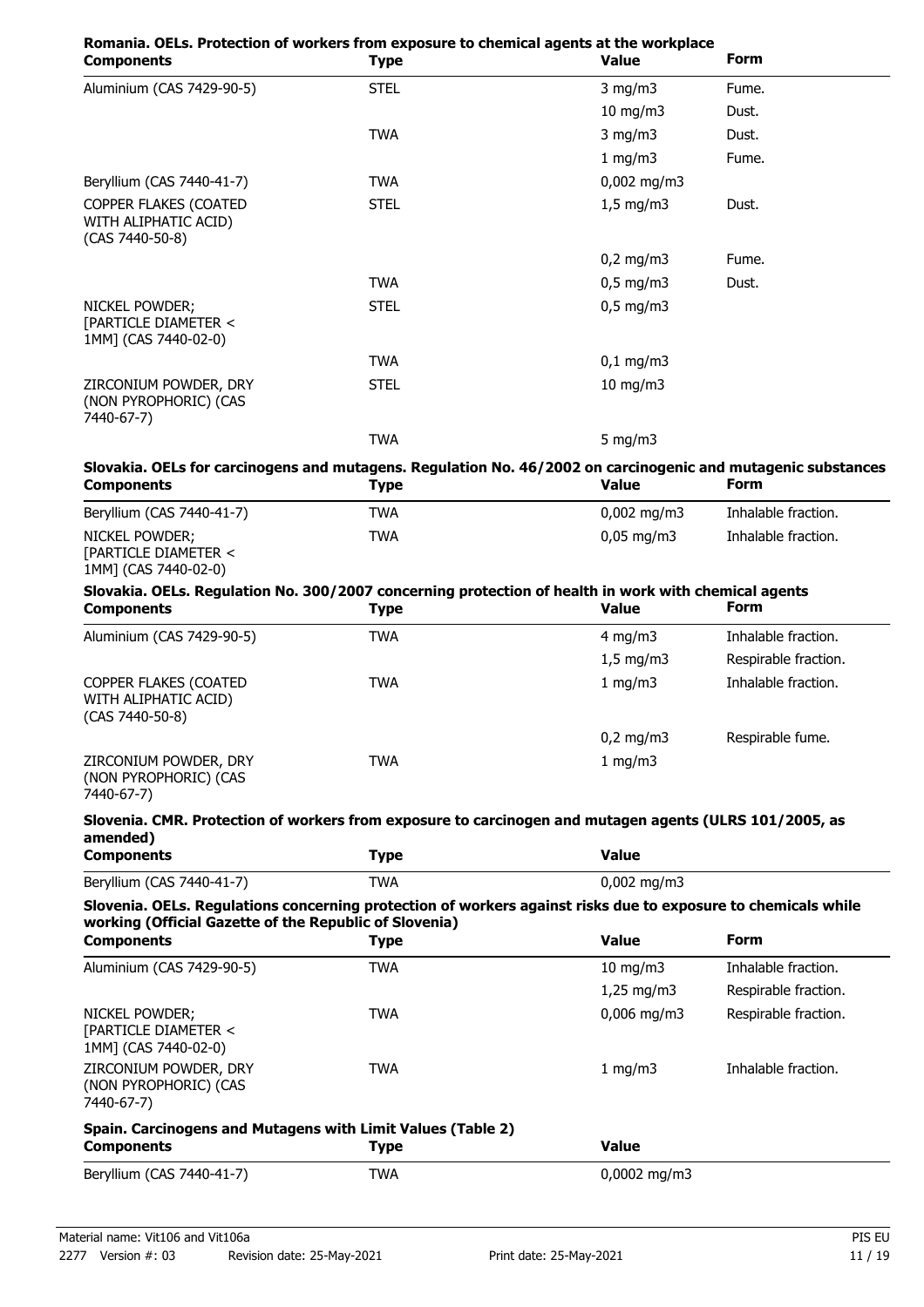**Romania. OELs. Protection of workers from exposure to chemical agents at the workplace**

| Components | Type | Value | Form |
|---|---|---|---|
| Aluminium (CAS 7429-90-5) | STEL | 3 mg/m3 | Fume. |
| | | 10 mg/m3 | Dust. |
| | TWA | 3 mg/m3 | Dust. |
| | | 1 mg/m3 | Fume. |
| Beryllium (CAS 7440-41-7) | TWA | 0,002 mg/m3 | |
| COPPER FLAKES (COATED WITH ALIPHATIC ACID) (CAS 7440-50-8) | STEL | 1,5 mg/m3 | Dust. |
| | | 0,2 mg/m3 | Fume. |
| | TWA | 0,5 mg/m3 | Dust. |
| NICKEL POWDER; [PARTICLE DIAMETER < 1MM] (CAS 7440-02-0) | STEL | 0,5 mg/m3 | |
| | TWA | 0,1 mg/m3 | |
| ZIRCONIUM POWDER, DRY (NON PYROPHORIC) (CAS 7440-67-7) | STEL | 10 mg/m3 | |
| | TWA | 5 mg/m3 | |

**Slovakia. OELs for carcinogens and mutagens. Regulation No. 46/2002 on carcinogenic and mutagenic substances**

| Components | Type | Value | Form |
|---|---|---|---|
| Beryllium (CAS 7440-41-7) | TWA | 0,002 mg/m3 | Inhalable fraction. |
| NICKEL POWDER; [PARTICLE DIAMETER < 1MM] (CAS 7440-02-0) | TWA | 0,05 mg/m3 | Inhalable fraction. |

**Slovakia. OELs. Regulation No. 300/2007 concerning protection of health in work with chemical agents**

| Components | Type | Value | Form |
|---|---|---|---|
| Aluminium (CAS 7429-90-5) | TWA | 4 mg/m3 | Inhalable fraction. |
| | | 1,5 mg/m3 | Respirable fraction. |
| COPPER FLAKES (COATED WITH ALIPHATIC ACID) (CAS 7440-50-8) | TWA | 1 mg/m3 | Inhalable fraction. |
| | | 0,2 mg/m3 | Respirable fume. |
| ZIRCONIUM POWDER, DRY (NON PYROPHORIC) (CAS 7440-67-7) | TWA | 1 mg/m3 | |

**Slovenia. CMR. Protection of workers from exposure to carcinogen and mutagen agents (ULRS 101/2005, as amended)**

| Components | Type | Value |
|---|---|---|
| Beryllium (CAS 7440-41-7) | TWA | 0,002 mg/m3 |

**Slovenia. OELs. Regulations concerning protection of workers against risks due to exposure to chemicals while working (Official Gazette of the Republic of Slovenia)**

| Components | Type | Value | Form |
|---|---|---|---|
| Aluminium (CAS 7429-90-5) | TWA | 10 mg/m3 | Inhalable fraction. |
| | | 1,25 mg/m3 | Respirable fraction. |
| NICKEL POWDER; [PARTICLE DIAMETER < 1MM] (CAS 7440-02-0) | TWA | 0,006 mg/m3 | Respirable fraction. |
| ZIRCONIUM POWDER, DRY (NON PYROPHORIC) (CAS 7440-67-7) | TWA | 1 mg/m3 | Inhalable fraction. |

**Spain. Carcinogens and Mutagens with Limit Values (Table 2)**

| Components | Type | Value |
|---|---|---|
| Beryllium (CAS 7440-41-7) | TWA | 0,0002 mg/m3 |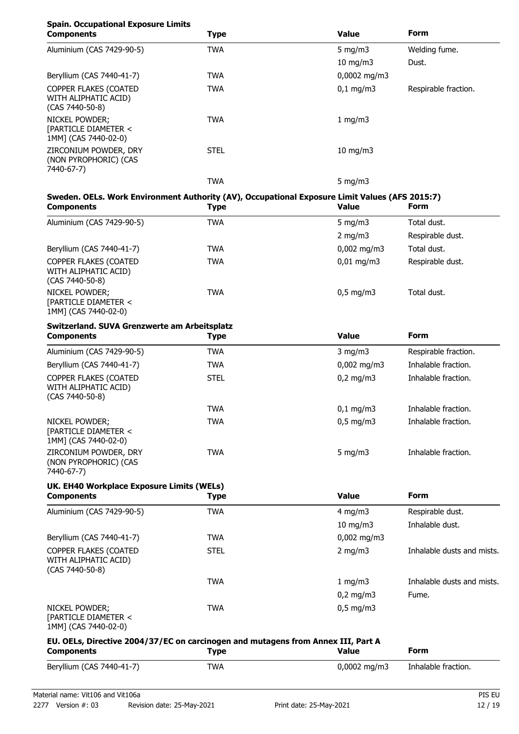**Spain. Occupational Exposure Limits**

| Components | Type | Value | Form |
|---|---|---|---|
| Aluminium (CAS 7429-90-5) | TWA | 5 mg/m3 | Welding fume. |
| | | 10 mg/m3 | Dust. |
| Beryllium (CAS 7440-41-7) | TWA | 0,0002 mg/m3 | |
| COPPER FLAKES (COATED WITH ALIPHATIC ACID) (CAS 7440-50-8) | TWA | 0,1 mg/m3 | Respirable fraction. |
| NICKEL POWDER; [PARTICLE DIAMETER < 1MM] (CAS 7440-02-0) | TWA | 1 mg/m3 | |
| ZIRCONIUM POWDER, DRY (NON PYROPHORIC) (CAS 7440-67-7) | STEL | 10 mg/m3 | |
| | TWA | 5 mg/m3 | |

**Sweden. OELs. Work Environment Authority (AV), Occupational Exposure Limit Values (AFS 2015:7)**

| Components | Type | Value | Form |
|---|---|---|---|
| Aluminium (CAS 7429-90-5) | TWA | 5 mg/m3 | Total dust. |
| | | 2 mg/m3 | Respirable dust. |
| Beryllium (CAS 7440-41-7) | TWA | 0,002 mg/m3 | Total dust. |
| COPPER FLAKES (COATED WITH ALIPHATIC ACID) (CAS 7440-50-8) | TWA | 0,01 mg/m3 | Respirable dust. |
| NICKEL POWDER; [PARTICLE DIAMETER < 1MM] (CAS 7440-02-0) | TWA | 0,5 mg/m3 | Total dust. |

**Switzerland. SUVA Grenzwerte am Arbeitsplatz**

| Components | Type | Value | Form |
|---|---|---|---|
| Aluminium (CAS 7429-90-5) | TWA | 3 mg/m3 | Respirable fraction. |
| Beryllium (CAS 7440-41-7) | TWA | 0,002 mg/m3 | Inhalable fraction. |
| COPPER FLAKES (COATED WITH ALIPHATIC ACID) (CAS 7440-50-8) | STEL | 0,2 mg/m3 | Inhalable fraction. |
| | TWA | 0,1 mg/m3 | Inhalable fraction. |
| NICKEL POWDER; [PARTICLE DIAMETER < 1MM] (CAS 7440-02-0) | TWA | 0,5 mg/m3 | Inhalable fraction. |
| ZIRCONIUM POWDER, DRY (NON PYROPHORIC) (CAS 7440-67-7) | TWA | 5 mg/m3 | Inhalable fraction. |

**UK. EH40 Workplace Exposure Limits (WELs)**

| Components | Type | Value | Form |
|---|---|---|---|
| Aluminium (CAS 7429-90-5) | TWA | 4 mg/m3 | Respirable dust. |
| | | 10 mg/m3 | Inhalable dust. |
| Beryllium (CAS 7440-41-7) | TWA | 0,002 mg/m3 | |
| COPPER FLAKES (COATED WITH ALIPHATIC ACID) (CAS 7440-50-8) | STEL | 2 mg/m3 | Inhalable dusts and mists. |
| | TWA | 1 mg/m3 | Inhalable dusts and mists. |
| | | 0,2 mg/m3 | Fume. |
| NICKEL POWDER; [PARTICLE DIAMETER < 1MM] (CAS 7440-02-0) | TWA | 0,5 mg/m3 | |

**EU. OELs, Directive 2004/37/EC on carcinogen and mutagens from Annex III, Part A**

| Components | Type | Value | Form |
|---|---|---|---|
| Beryllium (CAS 7440-41-7) | TWA | 0,0002 mg/m3 | Inhalable fraction. |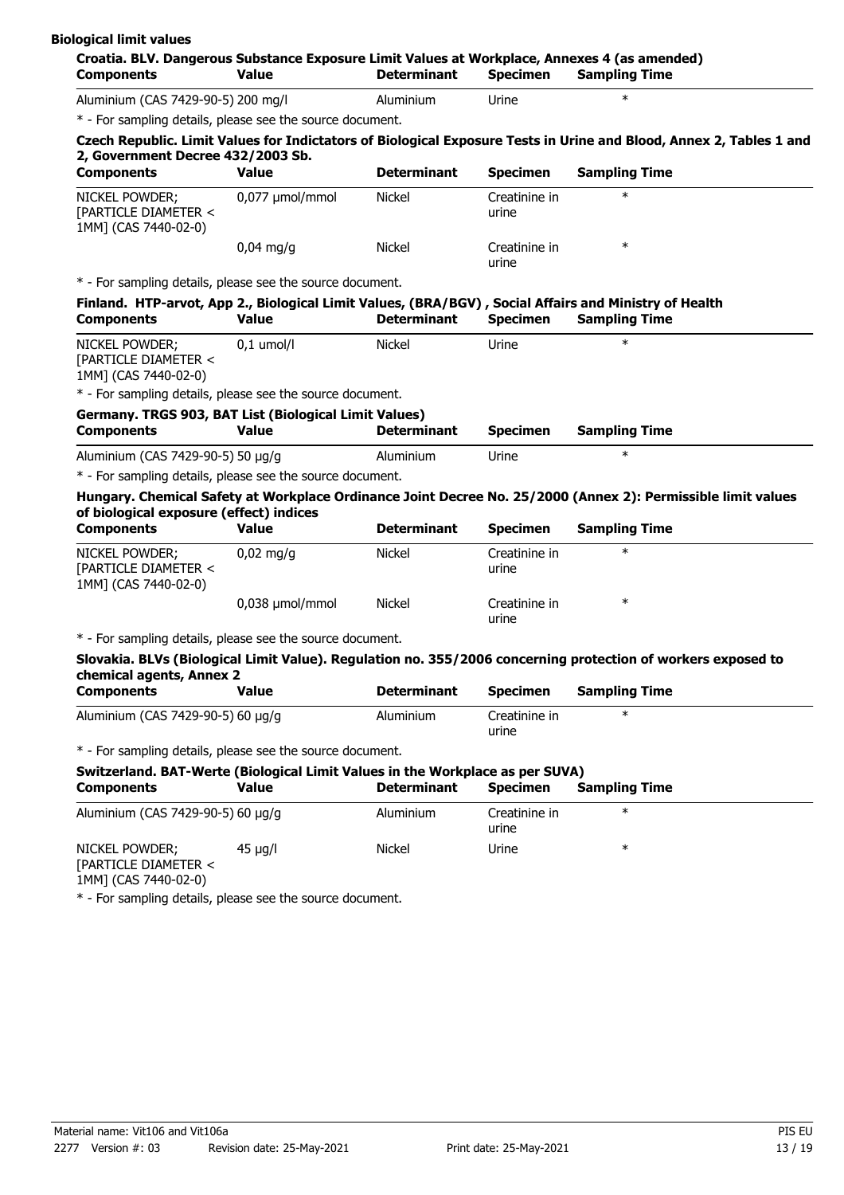**Biological limit values**

**Croatia. BLV. Dangerous Substance Exposure Limit Values at Workplace, Annexes 4 (as amended)**

| Components | Value | Determinant | Specimen | Sampling Time |
|---|---|---|---|---|
| Aluminium (CAS 7429-90-5) | 200 mg/l | Aluminium | Urine | * |

* - For sampling details, please see the source document.

**Czech Republic. Limit Values for Indictators of Biological Exposure Tests in Urine and Blood, Annex 2, Tables 1 and 2, Government Decree 432/2003 Sb.**

| Components | Value | Determinant | Specimen | Sampling Time |
|---|---|---|---|---|
| NICKEL POWDER; [PARTICLE DIAMETER < 1MM] (CAS 7440-02-0) | 0,077 µmol/mmol | Nickel | Creatinine in urine | * |
| | 0,04 mg/g | Nickel | Creatinine in urine | * |

* - For sampling details, please see the source document.

**Finland. HTP-arvot, App 2., Biological Limit Values, (BRA/BGV) , Social Affairs and Ministry of Health**

| Components | Value | Determinant | Specimen | Sampling Time |
|---|---|---|---|---|
| NICKEL POWDER; [PARTICLE DIAMETER < 1MM] (CAS 7440-02-0) | 0,1 umol/l | Nickel | Urine | * |

* - For sampling details, please see the source document.

**Germany. TRGS 903, BAT List (Biological Limit Values)**

| Components | Value | Determinant | Specimen | Sampling Time |
|---|---|---|---|---|
| Aluminium (CAS 7429-90-5) | 50 µg/g | Aluminium | Urine | * |

* - For sampling details, please see the source document.

**Hungary. Chemical Safety at Workplace Ordinance Joint Decree No. 25/2000 (Annex 2): Permissible limit values of biological exposure (effect) indices**

| Components | Value | Determinant | Specimen | Sampling Time |
|---|---|---|---|---|
| NICKEL POWDER; [PARTICLE DIAMETER < 1MM] (CAS 7440-02-0) | 0,02 mg/g | Nickel | Creatinine in urine | * |
| | 0,038 µmol/mmol | Nickel | Creatinine in urine | * |

* - For sampling details, please see the source document.

**Slovakia. BLVs (Biological Limit Value). Regulation no. 355/2006 concerning protection of workers exposed to chemical agents, Annex 2**

| Components | Value | Determinant | Specimen | Sampling Time |
|---|---|---|---|---|
| Aluminium (CAS 7429-90-5) | 60 µg/g | Aluminium | Creatinine in urine | * |

* - For sampling details, please see the source document.

**Switzerland. BAT-Werte (Biological Limit Values in the Workplace as per SUVA)**

| Components | Value | Determinant | Specimen | Sampling Time |
|---|---|---|---|---|
| Aluminium (CAS 7429-90-5) | 60 µg/g | Aluminium | Creatinine in urine | * |
| NICKEL POWDER; [PARTICLE DIAMETER < 1MM] (CAS 7440-02-0) | 45 µg/l | Nickel | Urine | * |

* - For sampling details, please see the source document.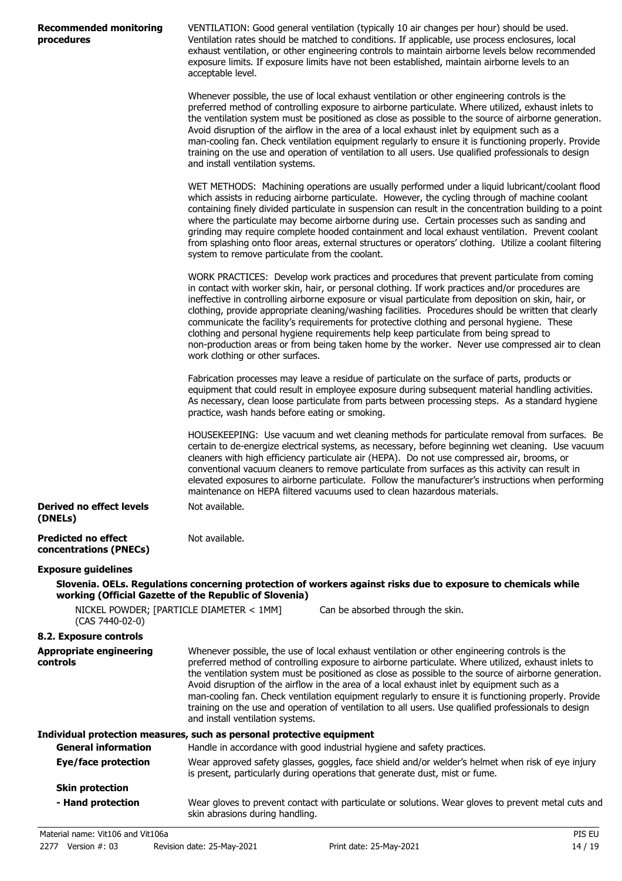**Recommended monitoring procedures**

VENTILATION: Good general ventilation (typically 10 air changes per hour) should be used. Ventilation rates should be matched to conditions. If applicable, use process enclosures, local exhaust ventilation, or other engineering controls to maintain airborne levels below recommended exposure limits. If exposure limits have not been established, maintain airborne levels to an acceptable level.

Whenever possible, the use of local exhaust ventilation or other engineering controls is the preferred method of controlling exposure to airborne particulate. Where utilized, exhaust inlets to the ventilation system must be positioned as close as possible to the source of airborne generation. Avoid disruption of the airflow in the area of a local exhaust inlet by equipment such as a man-cooling fan. Check ventilation equipment regularly to ensure it is functioning properly. Provide training on the use and operation of ventilation to all users. Use qualified professionals to design and install ventilation systems.

WET METHODS: Machining operations are usually performed under a liquid lubricant/coolant flood which assists in reducing airborne particulate. However, the cycling through of machine coolant containing finely divided particulate in suspension can result in the concentration building to a point where the particulate may become airborne during use. Certain processes such as sanding and grinding may require complete hooded containment and local exhaust ventilation. Prevent coolant from splashing onto floor areas, external structures or operators' clothing. Utilize a coolant filtering system to remove particulate from the coolant.

WORK PRACTICES: Develop work practices and procedures that prevent particulate from coming in contact with worker skin, hair, or personal clothing. If work practices and/or procedures are ineffective in controlling airborne exposure or visual particulate from deposition on skin, hair, or clothing, provide appropriate cleaning/washing facilities. Procedures should be written that clearly communicate the facility's requirements for protective clothing and personal hygiene. These clothing and personal hygiene requirements help keep particulate from being spread to non-production areas or from being taken home by the worker. Never use compressed air to clean work clothing or other surfaces.

Fabrication processes may leave a residue of particulate on the surface of parts, products or equipment that could result in employee exposure during subsequent material handling activities. As necessary, clean loose particulate from parts between processing steps. As a standard hygiene practice, wash hands before eating or smoking.

HOUSEKEEPING: Use vacuum and wet cleaning methods for particulate removal from surfaces. Be certain to de-energize electrical systems, as necessary, before beginning wet cleaning. Use vacuum cleaners with high efficiency particulate air (HEPA). Do not use compressed air, brooms, or conventional vacuum cleaners to remove particulate from surfaces as this activity can result in elevated exposures to airborne particulate. Follow the manufacturer's instructions when performing maintenance on HEPA filtered vacuums used to clean hazardous materials.

**Derived no effect levels (DNELs)**

Not available.

**Predicted no effect concentrations (PNECs)**

Not available.

**Exposure guidelines**

**Slovenia. OELs. Regulations concerning protection of workers against risks due to exposure to chemicals while working (Official Gazette of the Republic of Slovenia)**

| | |
|---|---|
| NICKEL POWDER; [PARTICLE DIAMETER < 1MM] (CAS 7440-02-0) | Can be absorbed through the skin. |

## 8.2. Exposure controls

**Appropriate engineering controls**

Whenever possible, the use of local exhaust ventilation or other engineering controls is the preferred method of controlling exposure to airborne particulate. Where utilized, exhaust inlets to the ventilation system must be positioned as close as possible to the source of airborne generation. Avoid disruption of the airflow in the area of a local exhaust inlet by equipment such as a man-cooling fan. Check ventilation equipment regularly to ensure it is functioning properly. Provide training on the use and operation of ventilation to all users. Use qualified professionals to design and install ventilation systems.

**Individual protection measures, such as personal protective equipment**

**General information**

Handle in accordance with good industrial hygiene and safety practices.

**Eye/face protection**

Wear approved safety glasses, goggles, face shield and/or welder's helmet when risk of eye injury is present, particularly during operations that generate dust, mist or fume.

**Skin protection**

**- Hand protection**

Wear gloves to prevent contact with particulate or solutions. Wear gloves to prevent metal cuts and skin abrasions during handling.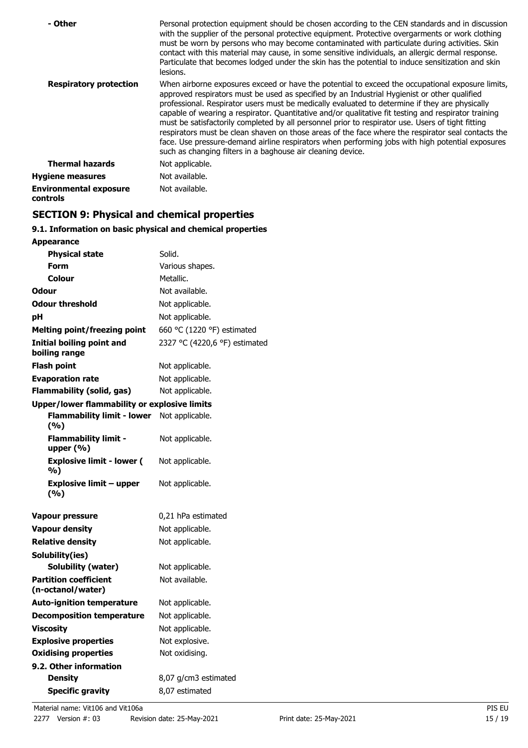| | |
|---|---|
| **- Other** | Personal protection equipment should be chosen according to the CEN standards and in discussion with the supplier of the personal protective equipment. Protective overgarments or work clothing must be worn by persons who may become contaminated with particulate during activities. Skin contact with this material may cause, in some sensitive individuals, an allergic dermal response. Particulate that becomes lodged under the skin has the potential to induce sensitization and skin lesions. |
| **Respiratory protection** | When airborne exposures exceed or have the potential to exceed the occupational exposure limits, approved respirators must be used as specified by an Industrial Hygienist or other qualified professional. Respirator users must be medically evaluated to determine if they are physically capable of wearing a respirator. Quantitative and/or qualitative fit testing and respirator training must be satisfactorily completed by all personnel prior to respirator use. Users of tight fitting respirators must be clean shaven on those areas of the face where the respirator seal contacts the face. Use pressure-demand airline respirators when performing jobs with high potential exposures such as changing filters in a baghouse air cleaning device. |
| **Thermal hazards** | Not applicable. |
| **Hygiene measures** | Not available. |
| **Environmental exposure controls** | Not available. |

## SECTION 9: Physical and chemical properties

### 9.1. Information on basic physical and chemical properties

| | |
|---|---|
| **Appearance** | |
| **Physical state** | Solid. |
| **Form** | Various shapes. |
| **Colour** | Metallic. |
| **Odour** | Not available. |
| **Odour threshold** | Not applicable. |
| **pH** | Not applicable. |
| **Melting point/freezing point** | 660 °C (1220 °F) estimated |
| **Initial boiling point and boiling range** | 2327 °C (4220,6 °F) estimated |
| **Flash point** | Not applicable. |
| **Evaporation rate** | Not applicable. |
| **Flammability (solid, gas)** | Not applicable. |
| **Upper/lower flammability or explosive limits** | |
| **Flammability limit - lower (%)** | Not applicable. |
| **Flammability limit - upper (%)** | Not applicable. |
| **Explosive limit - lower (%)** | Not applicable. |
| **Explosive limit – upper (%)** | Not applicable. |
| **Vapour pressure** | 0,21 hPa estimated |
| **Vapour density** | Not applicable. |
| **Relative density** | Not applicable. |
| **Solubility(ies)** | |
| **Solubility (water)** | Not applicable. |
| **Partition coefficient (n-octanol/water)** | Not available. |
| **Auto-ignition temperature** | Not applicable. |
| **Decomposition temperature** | Not applicable. |
| **Viscosity** | Not applicable. |
| **Explosive properties** | Not explosive. |
| **Oxidising properties** | Not oxidising. |
| **9.2. Other information** | |
| **Density** | 8,07 g/cm3 estimated |
| **Specific gravity** | 8,07 estimated |

Material name: Vit106 and Vit106a
2277 Version #: 03 Revision date: 25-May-2021 Print date: 25-May-2021 PIS EU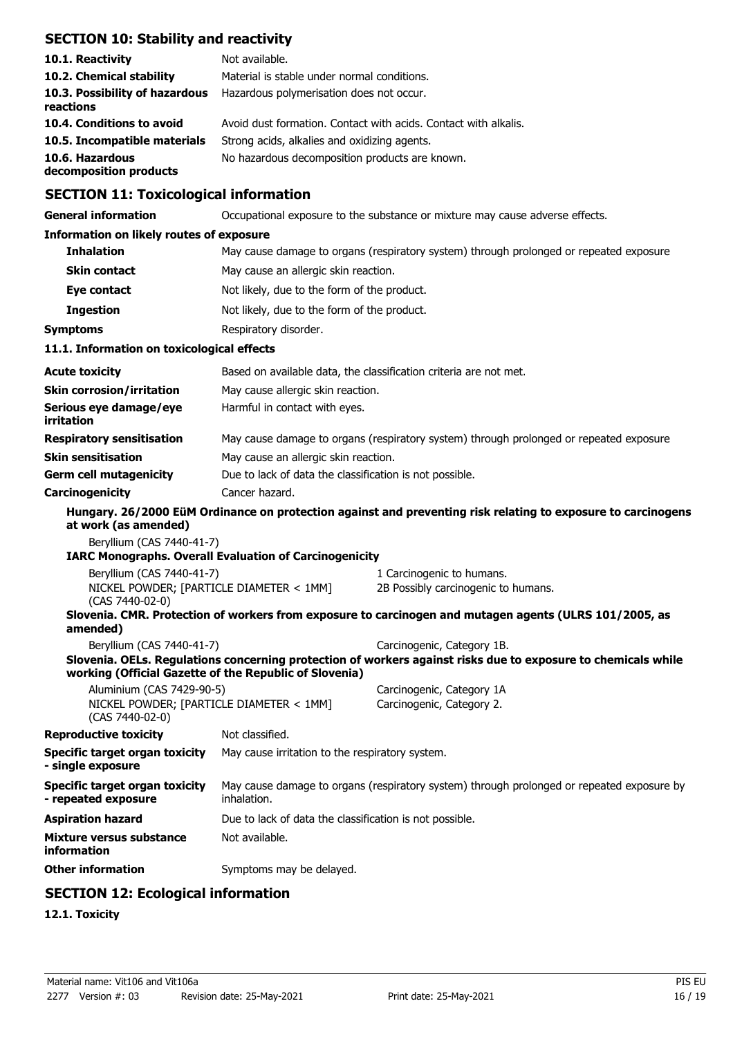## SECTION 10: Stability and reactivity

| | |
|---|---|
| **10.1. Reactivity** | Not available. |
| **10.2. Chemical stability** | Material is stable under normal conditions. |
| **10.3. Possibility of hazardous reactions** | Hazardous polymerisation does not occur. |
| **10.4. Conditions to avoid** | Avoid dust formation. Contact with acids. Contact with alkalis. |
| **10.5. Incompatible materials** | Strong acids, alkalies and oxidizing agents. |
| **10.6. Hazardous decomposition products** | No hazardous decomposition products are known. |

## SECTION 11: Toxicological information

| | |
|---|---|
| **General information** | Occupational exposure to the substance or mixture may cause adverse effects. |

**Information on likely routes of exposure**

| | |
|---|---|
| **Inhalation** | May cause damage to organs (respiratory system) through prolonged or repeated exposure |
| **Skin contact** | May cause an allergic skin reaction. |
| **Eye contact** | Not likely, due to the form of the product. |
| **Ingestion** | Not likely, due to the form of the product. |
| **Symptoms** | Respiratory disorder. |

**11.1. Information on toxicological effects**

| | |
|---|---|
| **Acute toxicity** | Based on available data, the classification criteria are not met. |
| **Skin corrosion/irritation** | May cause allergic skin reaction. |
| **Serious eye damage/eye irritation** | Harmful in contact with eyes. |
| **Respiratory sensitisation** | May cause damage to organs (respiratory system) through prolonged or repeated exposure |
| **Skin sensitisation** | May cause an allergic skin reaction. |
| **Germ cell mutagenicity** | Due to lack of data the classification is not possible. |
| **Carcinogenicity** | Cancer hazard. |

**Hungary. 26/2000 EüM Ordinance on protection against and preventing risk relating to exposure to carcinogens at work (as amended)**

Beryllium (CAS 7440-41-7)

**IARC Monographs. Overall Evaluation of Carcinogenicity**

| | |
|---|---|
| Beryllium (CAS 7440-41-7) | 1 Carcinogenic to humans. |
| NICKEL POWDER; [PARTICLE DIAMETER < 1MM] (CAS 7440-02-0) | 2B Possibly carcinogenic to humans. |

**Slovenia. CMR. Protection of workers from exposure to carcinogen and mutagen agents (ULRS 101/2005, as amended)**

| | |
|---|---|
| Beryllium (CAS 7440-41-7) | Carcinogenic, Category 1B. |

**Slovenia. OELs. Regulations concerning protection of workers against risks due to exposure to chemicals while working (Official Gazette of the Republic of Slovenia)**

| | |
|---|---|
| Aluminium (CAS 7429-90-5) | Carcinogenic, Category 1A |
| NICKEL POWDER; [PARTICLE DIAMETER < 1MM] (CAS 7440-02-0) | Carcinogenic, Category 2. |

| | |
|---|---|
| **Reproductive toxicity** | Not classified. |
| **Specific target organ toxicity - single exposure** | May cause irritation to the respiratory system. |
| **Specific target organ toxicity - repeated exposure** | May cause damage to organs (respiratory system) through prolonged or repeated exposure by inhalation. |
| **Aspiration hazard** | Due to lack of data the classification is not possible. |
| **Mixture versus substance information** | Not available. |
| **Other information** | Symptoms may be delayed. |

## SECTION 12: Ecological information

**12.1. Toxicity**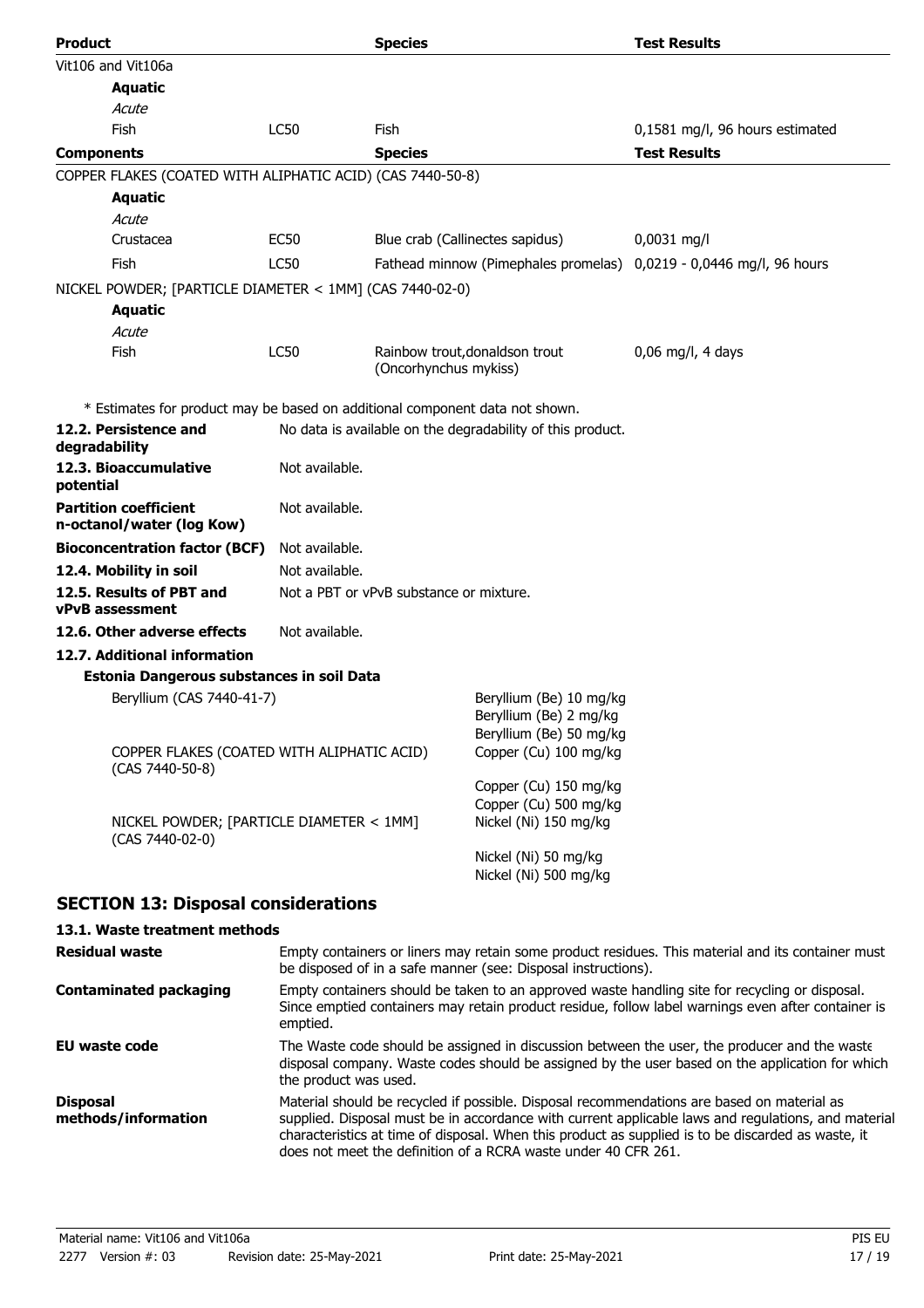| Product | | Species | Test Results |
|---|---|---|---|
| Vit106 and Vit106a | | | |
| **Aquatic** | | | |
| *Acute* | | | |
| Fish | LC50 | Fish | 0,1581 mg/l, 96 hours estimated |

| Components | | Species | Test Results |
|---|---|---|---|
| COPPER FLAKES (COATED WITH ALIPHATIC ACID) (CAS 7440-50-8) | | | |
| **Aquatic** | | | |
| *Acute* | | | |
| Crustacea | EC50 | Blue crab (Callinectes sapidus) | 0,0031 mg/l |
| Fish | LC50 | Fathead minnow (Pimephales promelas) | 0,0219 - 0,0446 mg/l, 96 hours |
| NICKEL POWDER; [PARTICLE DIAMETER < 1MM] (CAS 7440-02-0) | | | |
| **Aquatic** | | | |
| *Acute* | | | |
| Fish | LC50 | Rainbow trout,donaldson trout (Oncorhynchus mykiss) | 0,06 mg/l, 4 days |

* Estimates for product may be based on additional component data not shown.

**12.2. Persistence and degradability** No data is available on the degradability of this product.

**12.3. Bioaccumulative potential** Not available.

**Partition coefficient n-octanol/water (log Kow)** Not available.

**Bioconcentration factor (BCF)** Not available.

**12.4. Mobility in soil** Not available.

**12.5. Results of PBT and vPvB assessment** Not a PBT or vPvB substance or mixture.

**12.6. Other adverse effects** Not available.

**12.7. Additional information**

**Estonia Dangerous substances in soil Data**

| | |
|---|---|
| Beryllium (CAS 7440-41-7) | Beryllium (Be) 10 mg/kg<br>Beryllium (Be) 2 mg/kg<br>Beryllium (Be) 50 mg/kg |
| COPPER FLAKES (COATED WITH ALIPHATIC ACID) (CAS 7440-50-8) | Copper (Cu) 100 mg/kg<br>Copper (Cu) 150 mg/kg<br>Copper (Cu) 500 mg/kg |
| NICKEL POWDER; [PARTICLE DIAMETER < 1MM] (CAS 7440-02-0) | Nickel (Ni) 150 mg/kg<br>Nickel (Ni) 50 mg/kg<br>Nickel (Ni) 500 mg/kg |

## SECTION 13: Disposal considerations

### 13.1. Waste treatment methods

**Residual waste** Empty containers or liners may retain some product residues. This material and its container must be disposed of in a safe manner (see: Disposal instructions).

**Contaminated packaging** Empty containers should be taken to an approved waste handling site for recycling or disposal. Since emptied containers may retain product residue, follow label warnings even after container is emptied.

**EU waste code** The Waste code should be assigned in discussion between the user, the producer and the waste disposal company. Waste codes should be assigned by the user based on the application for which the product was used.

**Disposal methods/information** Material should be recycled if possible. Disposal recommendations are based on material as supplied. Disposal must be in accordance with current applicable laws and regulations, and material characteristics at time of disposal. When this product as supplied is to be discarded as waste, it does not meet the definition of a RCRA waste under 40 CFR 261.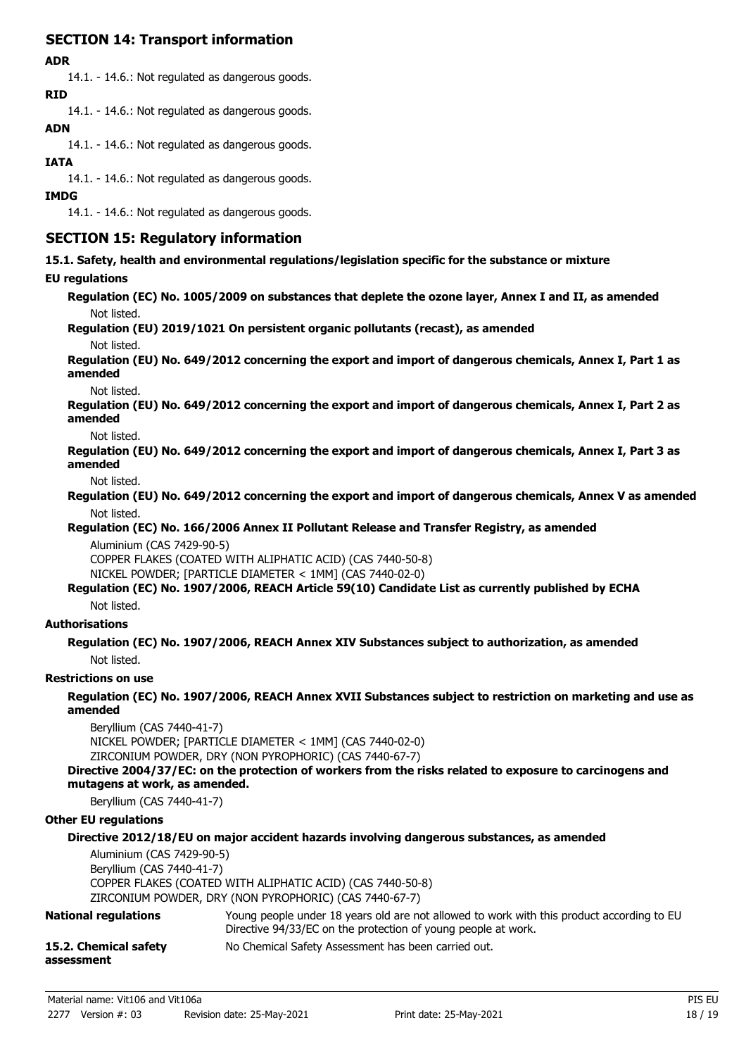## SECTION 14: Transport information

**ADR**

14.1. - 14.6.: Not regulated as dangerous goods.

**RID**

14.1. - 14.6.: Not regulated as dangerous goods.

**ADN**

14.1. - 14.6.: Not regulated as dangerous goods.

**IATA**

14.1. - 14.6.: Not regulated as dangerous goods.

**IMDG**

14.1. - 14.6.: Not regulated as dangerous goods.

## SECTION 15: Regulatory information

**15.1. Safety, health and environmental regulations/legislation specific for the substance or mixture**

**EU regulations**

**Regulation (EC) No. 1005/2009 on substances that deplete the ozone layer, Annex I and II, as amended**

Not listed.

**Regulation (EU) 2019/1021 On persistent organic pollutants (recast), as amended**

Not listed.

**Regulation (EU) No. 649/2012 concerning the export and import of dangerous chemicals, Annex I, Part 1 as amended**

Not listed.

**Regulation (EU) No. 649/2012 concerning the export and import of dangerous chemicals, Annex I, Part 2 as amended**

Not listed.

**Regulation (EU) No. 649/2012 concerning the export and import of dangerous chemicals, Annex I, Part 3 as amended**

Not listed.

**Regulation (EU) No. 649/2012 concerning the export and import of dangerous chemicals, Annex V as amended**

Not listed.

**Regulation (EC) No. 166/2006 Annex II Pollutant Release and Transfer Registry, as amended**

Aluminium (CAS 7429-90-5)
COPPER FLAKES (COATED WITH ALIPHATIC ACID) (CAS 7440-50-8)
NICKEL POWDER; [PARTICLE DIAMETER < 1MM] (CAS 7440-02-0)

**Regulation (EC) No. 1907/2006, REACH Article 59(10) Candidate List as currently published by ECHA**

Not listed.

**Authorisations**

**Regulation (EC) No. 1907/2006, REACH Annex XIV Substances subject to authorization, as amended**

Not listed.

**Restrictions on use**

**Regulation (EC) No. 1907/2006, REACH Annex XVII Substances subject to restriction on marketing and use as amended**

Beryllium (CAS 7440-41-7)
NICKEL POWDER; [PARTICLE DIAMETER < 1MM] (CAS 7440-02-0)
ZIRCONIUM POWDER, DRY (NON PYROPHORIC) (CAS 7440-67-7)

**Directive 2004/37/EC: on the protection of workers from the risks related to exposure to carcinogens and mutagens at work, as amended.**

Beryllium (CAS 7440-41-7)

**Other EU regulations**

**Directive 2012/18/EU on major accident hazards involving dangerous substances, as amended**

Aluminium (CAS 7429-90-5)
Beryllium (CAS 7440-41-7)
COPPER FLAKES (COATED WITH ALIPHATIC ACID) (CAS 7440-50-8)
ZIRCONIUM POWDER, DRY (NON PYROPHORIC) (CAS 7440-67-7)

**National regulations** Young people under 18 years old are not allowed to work with this product according to EU Directive 94/33/EC on the protection of young people at work.

**15.2. Chemical safety assessment** No Chemical Safety Assessment has been carried out.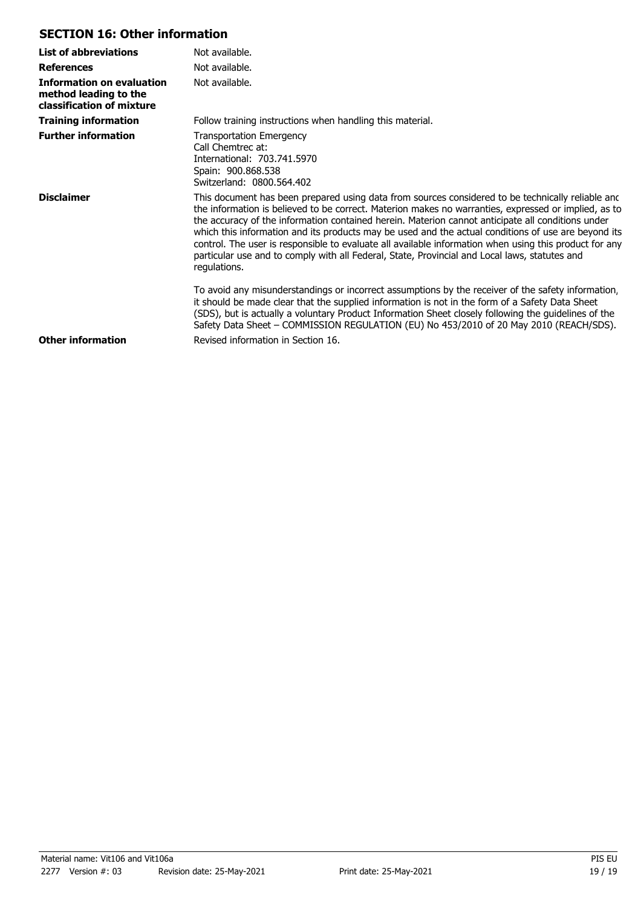## SECTION 16: Other information

| | |
|---|---|
| **List of abbreviations** | Not available. |
| **References** | Not available. |
| **Information on evaluation method leading to the classification of mixture** | Not available. |
| **Training information** | Follow training instructions when handling this material. |
| **Further information** | Transportation Emergency<br>Call Chemtrec at:<br>International: 703.741.5970<br>Spain: 900.868.538<br>Switzerland: 0800.564.402 |
| **Disclaimer** | This document has been prepared using data from sources considered to be technically reliable and the information is believed to be correct. Materion makes no warranties, expressed or implied, as to the accuracy of the information contained herein. Materion cannot anticipate all conditions under which this information and its products may be used and the actual conditions of use are beyond its control. The user is responsible to evaluate all available information when using this product for any particular use and to comply with all Federal, State, Provincial and Local laws, statutes and regulations.<br><br>To avoid any misunderstandings or incorrect assumptions by the receiver of the safety information, it should be made clear that the supplied information is not in the form of a Safety Data Sheet (SDS), but is actually a voluntary Product Information Sheet closely following the guidelines of the Safety Data Sheet – COMMISSION REGULATION (EU) No 453/2010 of 20 May 2010 (REACH/SDS). |
| **Other information** | Revised information in Section 16. |